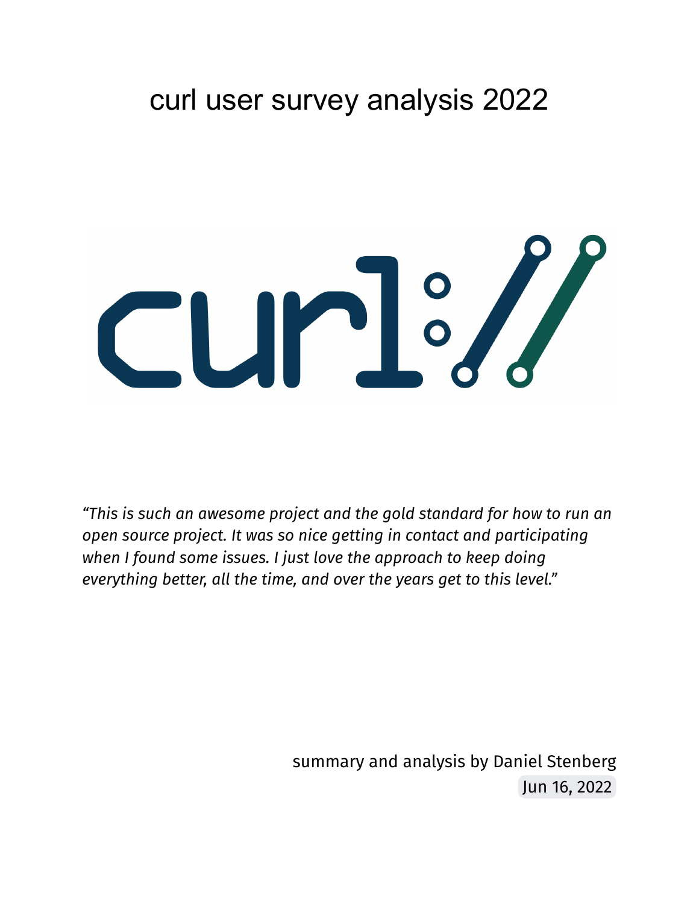# curl user survey analysis 2022

*"This is such an awesome project and the gold standard for how to run an open source project. It was so nice getting in contact and participating when I found some issues. I just love the approach to keep doing everything better, all the time, and over the years get to this level."*

summary and analysis by Daniel Stenberg

Jun 16, 2022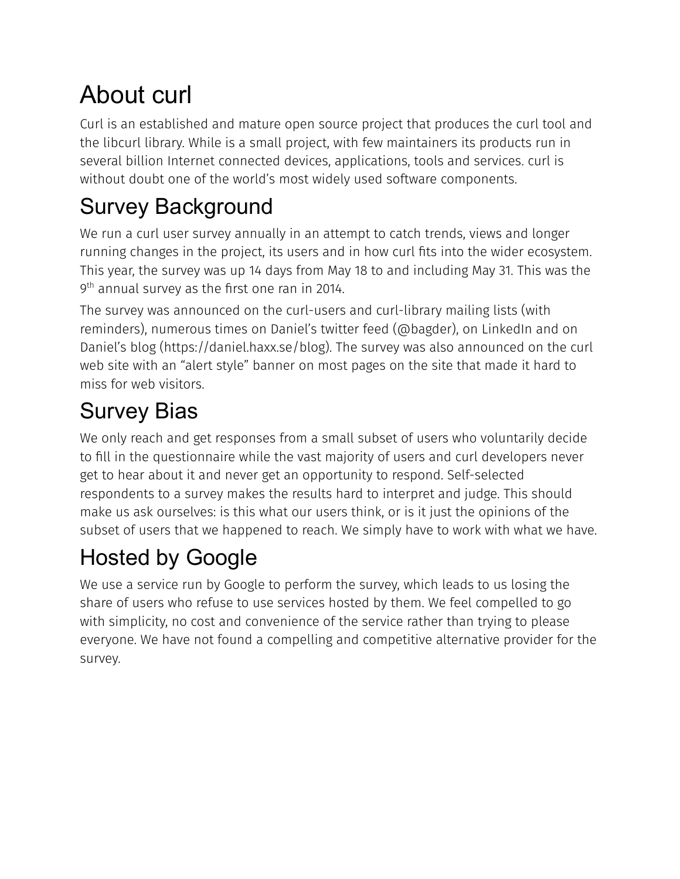# About curl

Curl is an established and mature open source project that produces the curl tool and the libcurl library. While is a small project, with few maintainers its products run in several billion Internet connected devices, applications, tools and services. curl is without doubt one of the world's most widely used software components.

# Survey Background

We run a curl user survey annually in an attempt to catch trends, views and longer running changes in the project, its users and in how curl fits into the wider ecosystem. This year, the survey was up 14 days from May 18 to and including May 31. This was the 9th annual survey as the first one ran in 2014.

The survey was announced on the curl-users and curl-library mailing lists (with reminders), numerous times on Daniel's twitter feed (@bagder), on LinkedIn and on Daniel's blog (https://daniel.haxx.se/blog). The survey was also announced on the curl web site with an "alert style" banner on most pages on the site that made it hard to miss for web visitors.

# Survey Bias

We only reach and get responses from a small subset of users who voluntarily decide to fill in the questionnaire while the vast majority of users and curl developers never get to hear about it and never get an opportunity to respond. Self-selected respondents to a survey makes the results hard to interpret and judge. This should make us ask ourselves: is this what our users think, or is it just the opinions of the subset of users that we happened to reach. We simply have to work with what we have.

# Hosted by Google

We use a service run by Google to perform the survey, which leads to us losing the share of users who refuse to use services hosted by them. We feel compelled to go with simplicity, no cost and convenience of the service rather than trying to please everyone. We have not found a compelling and competitive alternative provider for the survey.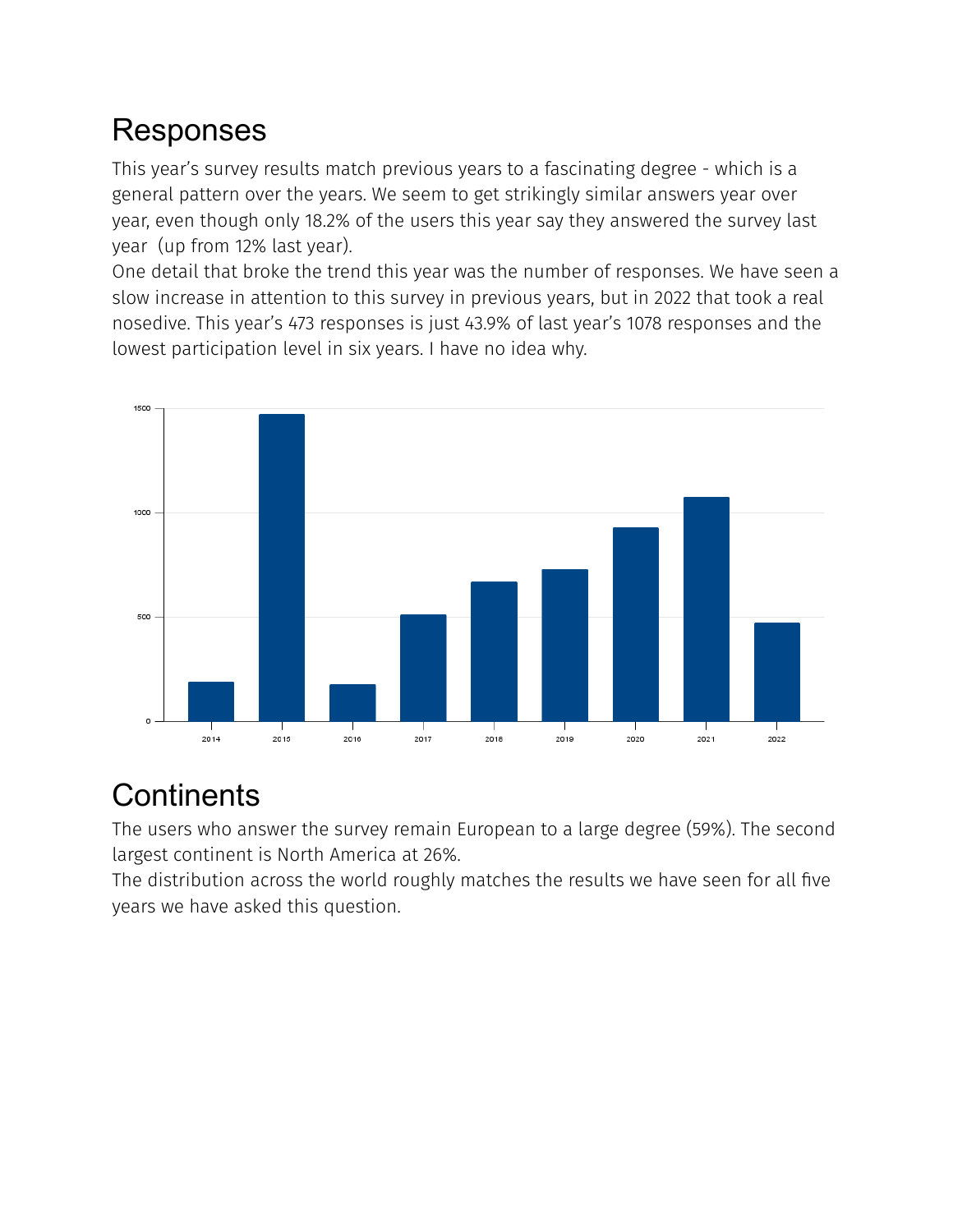## Responses

This year's survey results match previous years to a fascinating degree - which is a general pattern over the years. We seem to get strikingly similar answers year over year, even though only 18.2% of the users this year say they answered the survey last year (up from 12% last year).

One detail that broke the trend this year was the number of responses. We have seen a slow increase in attention to this survey in previous years, but in 2022 that took a real nosedive. This year's 473 responses is just 43.9% of last year's 1078 responses and the lowest participation level in six years. I have no idea why.

## Continents

The users who answer the survey remain European to a large degree (59%). The second largest continent is North America at 26%.

The distribution across the world roughly matches the results we have seen for all five years we have asked this question.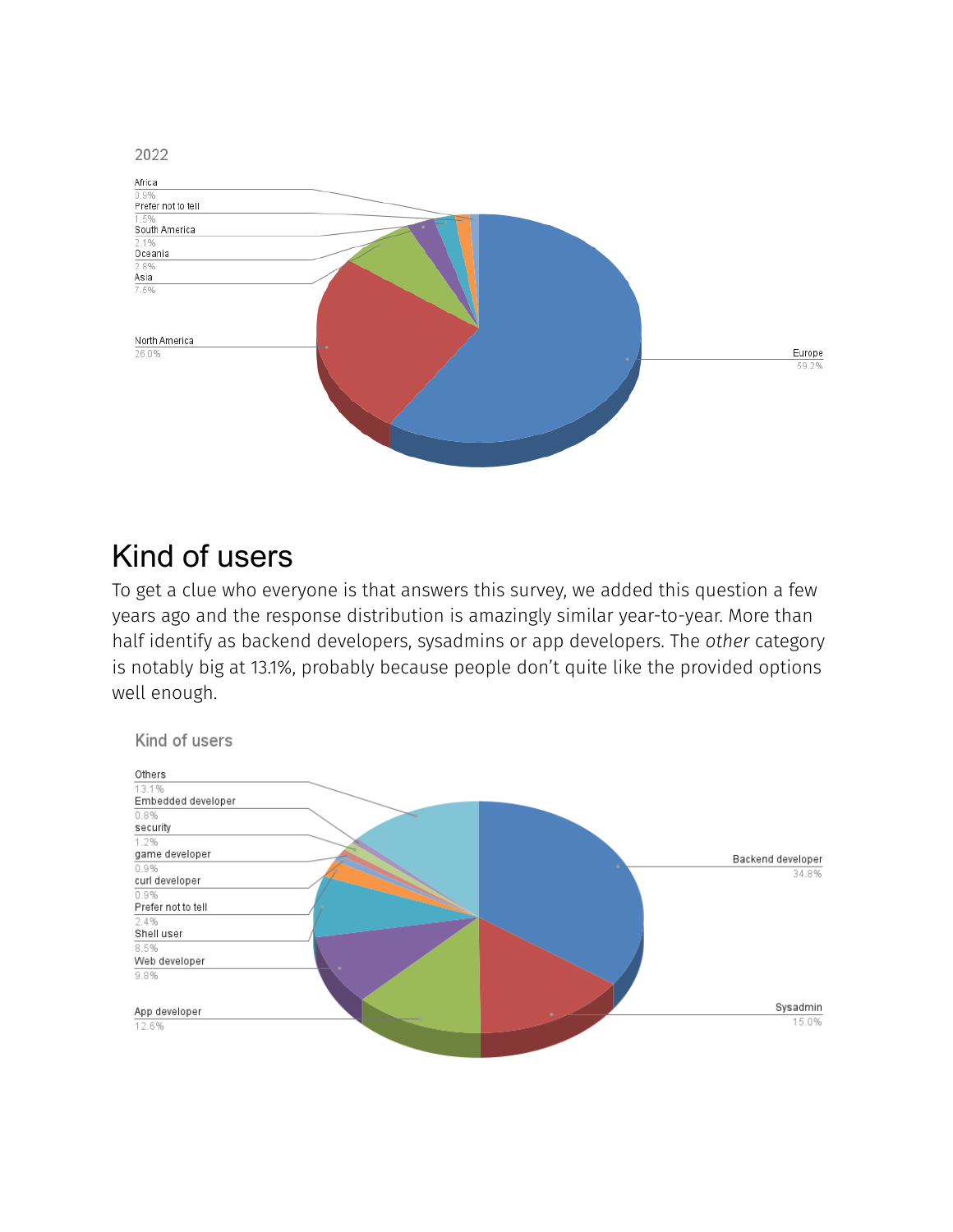2022

Africa 0.9%
Prefer not to tell 1.5%
South America 2.1%
Oceania 2.8%
Asia 7.5%
North America 26.0%
Europe 59.2%

## Kind of users

To get a clue who everyone is that answers this survey, we added this question a few years ago and the response distribution is amazingly similar year-to-year. More than half identify as backend developers, sysadmins or app developers. The *other* category is notably big at 13.1%, probably because people don't quite like the provided options well enough.

Kind of users

Others 13.1%
Embedded developer 0.8%
security 1.2%
game developer 0.9%
curl developer 0.9%
Prefer not to tell 2.4%
Shell user 8.5%
Web developer 9.8%
App developer 12.6%
Backend developer 34.8%
Sysadmin 15.0%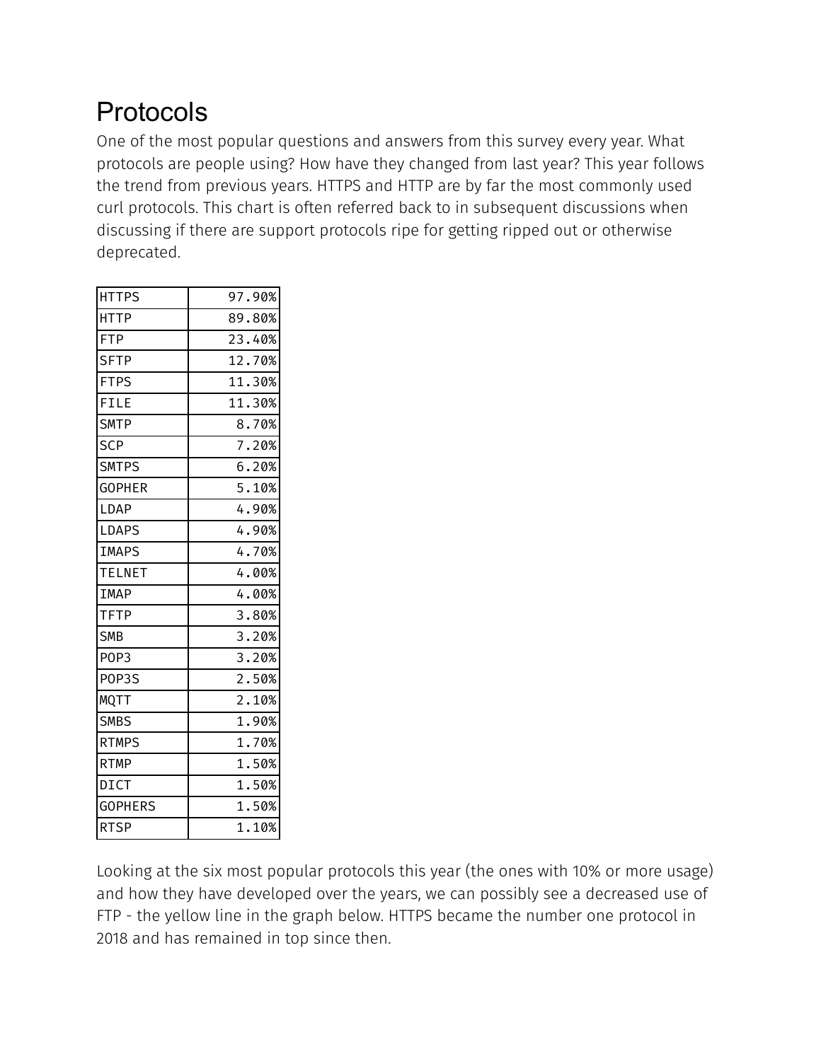# Protocols

One of the most popular questions and answers from this survey every year. What protocols are people using? How have they changed from last year? This year follows the trend from previous years. HTTPS and HTTP are by far the most commonly used curl protocols. This chart is often referred back to in subsequent discussions when discussing if there are support protocols ripe for getting ripped out or otherwise deprecated.

| | |
|---|---:|
| HTTPS | 97.90% |
| HTTP | 89.80% |
| FTP | 23.40% |
| SFTP | 12.70% |
| FTPS | 11.30% |
| FILE | 11.30% |
| SMTP | 8.70% |
| SCP | 7.20% |
| SMTPS | 6.20% |
| GOPHER | 5.10% |
| LDAP | 4.90% |
| LDAPS | 4.90% |
| IMAPS | 4.70% |
| TELNET | 4.00% |
| IMAP | 4.00% |
| TFTP | 3.80% |
| SMB | 3.20% |
| POP3 | 3.20% |
| POP3S | 2.50% |
| MQTT | 2.10% |
| SMBS | 1.90% |
| RTMPS | 1.70% |
| RTMP | 1.50% |
| DICT | 1.50% |
| GOPHERS | 1.50% |
| RTSP | 1.10% |

Looking at the six most popular protocols this year (the ones with 10% or more usage) and how they have developed over the years, we can possibly see a decreased use of FTP - the yellow line in the graph below. HTTPS became the number one protocol in 2018 and has remained in top since then.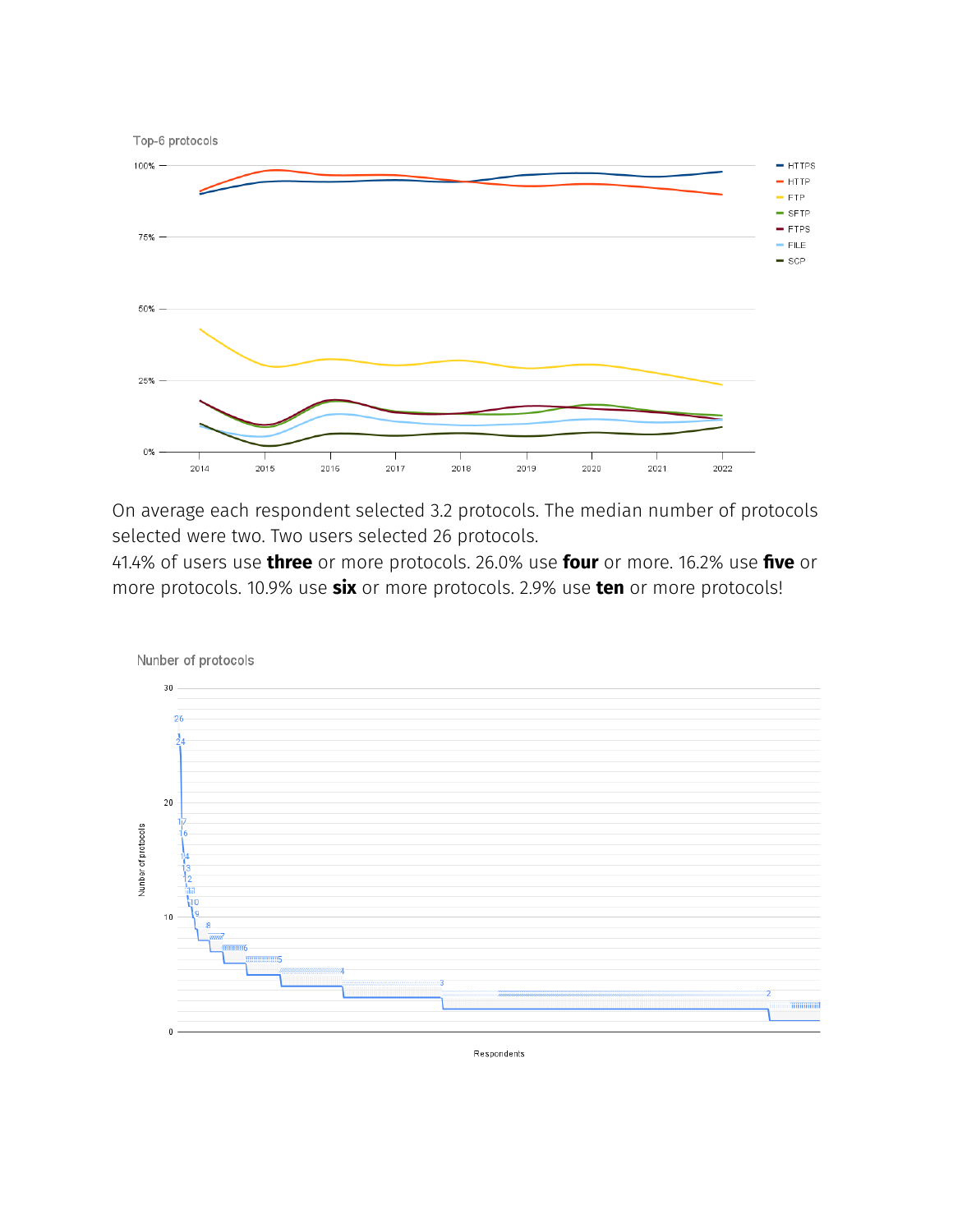Top-6 protocols

On average each respondent selected 3.2 protocols. The median number of protocols selected were two. Two users selected 26 protocols.

41.4% of users use **three** or more protocols. 26.0% use **four** or more. 16.2% use **five** or more protocols. 10.9% use **six** or more protocols. 2.9% use **ten** or more protocols!

Nunber of protocols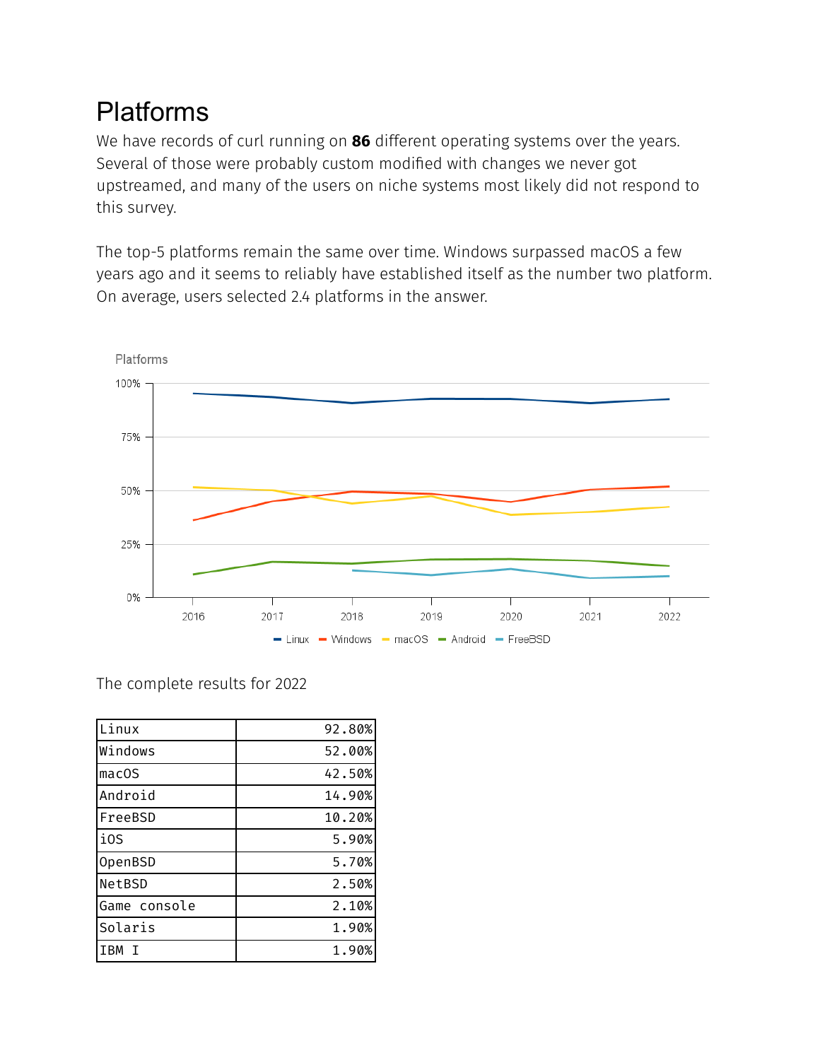# Platforms

We have records of curl running on **86** different operating systems over the years. Several of those were probably custom modified with changes we never got upstreamed, and many of the users on niche systems most likely did not respond to this survey.

The top-5 platforms remain the same over time. Windows surpassed macOS a few years ago and it seems to reliably have established itself as the number two platform. On average, users selected 2.4 platforms in the answer.

The complete results for 2022

| | |
|---|---:|
| Linux | 92.80% |
| Windows | 52.00% |
| macOS | 42.50% |
| Android | 14.90% |
| FreeBSD | 10.20% |
| iOS | 5.90% |
| OpenBSD | 5.70% |
| NetBSD | 2.50% |
| Game console | 2.10% |
| Solaris | 1.90% |
| IBM I | 1.90% |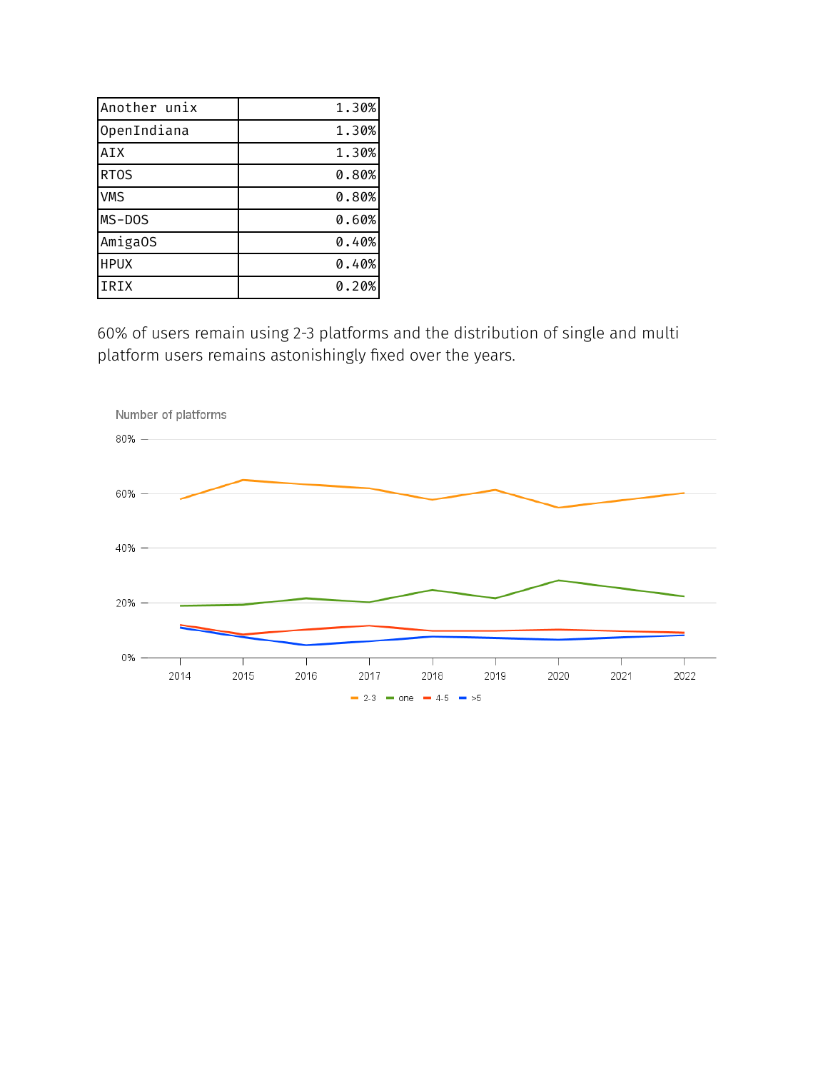| Another unix | 1.30% |
|---|---|
| OpenIndiana | 1.30% |
| AIX | 1.30% |
| RTOS | 0.80% |
| VMS | 0.80% |
| MS-DOS | 0.60% |
| AmigaOS | 0.40% |
| HPUX | 0.40% |
| IRIX | 0.20% |

60% of users remain using 2-3 platforms and the distribution of single and multi platform users remains astonishingly fixed over the years.

Number of platforms

80%
60%
40%
20%
0%

2014 2015 2016 2017 2018 2019 2020 2021 2022

2-3 one 4-5 >5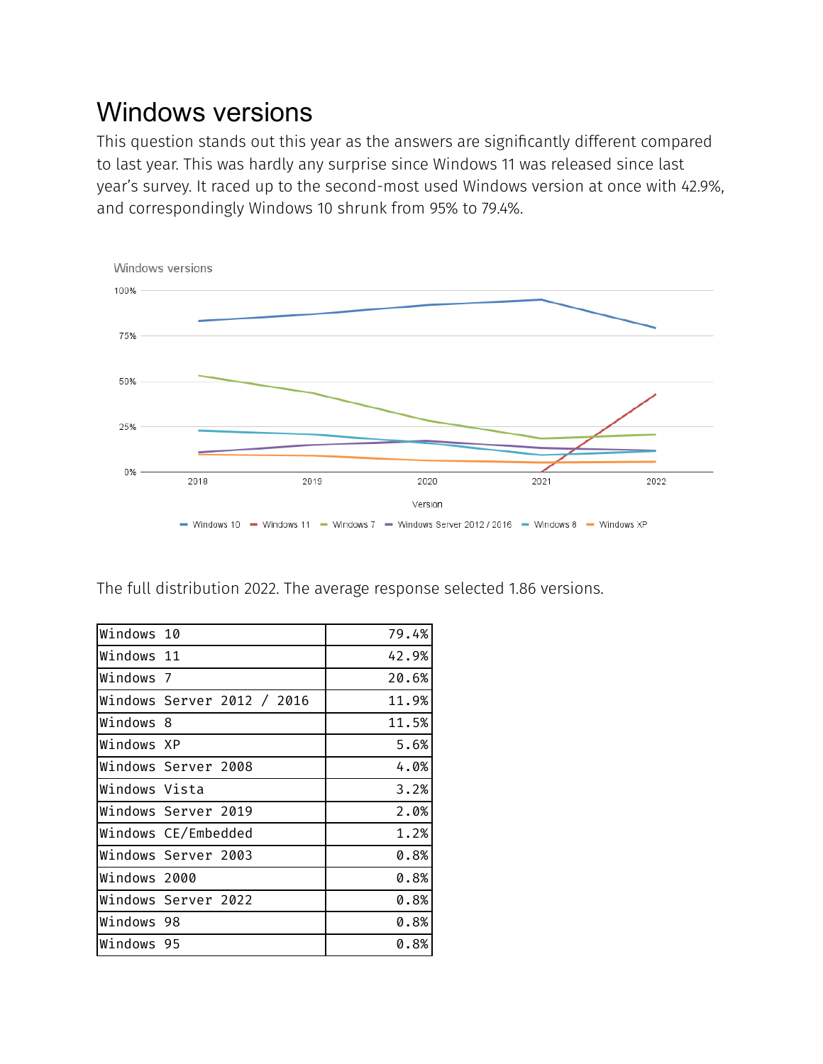# Windows versions

This question stands out this year as the answers are significantly different compared to last year. This was hardly any surprise since Windows 11 was released since last year's survey. It raced up to the second-most used Windows version at once with 42.9%, and correspondingly Windows 10 shrunk from 95% to 79.4%.

The full distribution 2022. The average response selected 1.86 versions.

| | |
|---|---:|
| Windows 10 | 79.4% |
| Windows 11 | 42.9% |
| Windows 7 | 20.6% |
| Windows Server 2012 / 2016 | 11.9% |
| Windows 8 | 11.5% |
| Windows XP | 5.6% |
| Windows Server 2008 | 4.0% |
| Windows Vista | 3.2% |
| Windows Server 2019 | 2.0% |
| Windows CE/Embedded | 1.2% |
| Windows Server 2003 | 0.8% |
| Windows 2000 | 0.8% |
| Windows Server 2022 | 0.8% |
| Windows 98 | 0.8% |
| Windows 95 | 0.8% |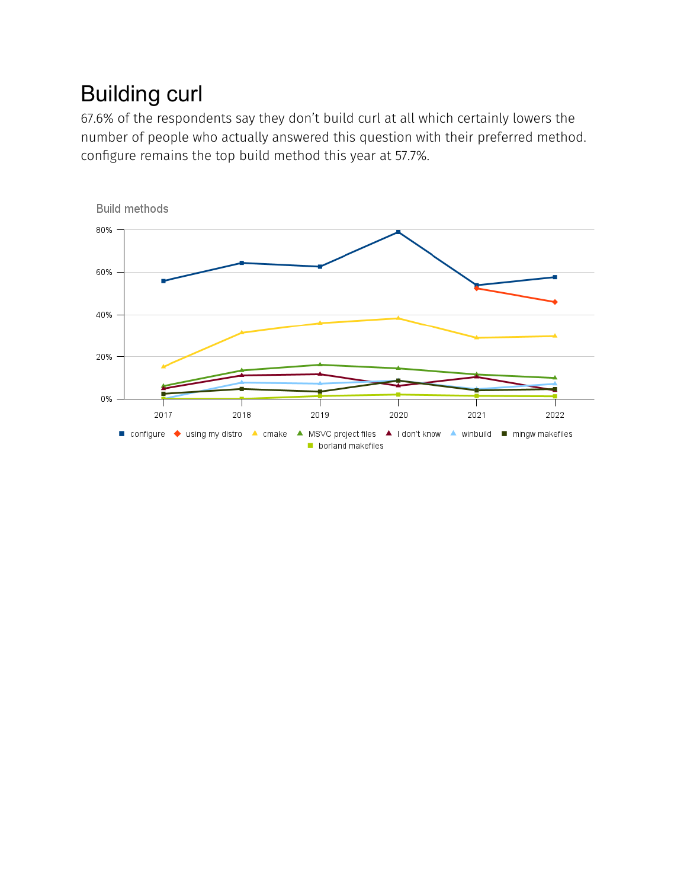# Building curl

67.6% of the respondents say they don't build curl at all which certainly lowers the number of people who actually answered this question with their preferred method. configure remains the top build method this year at 57.7%.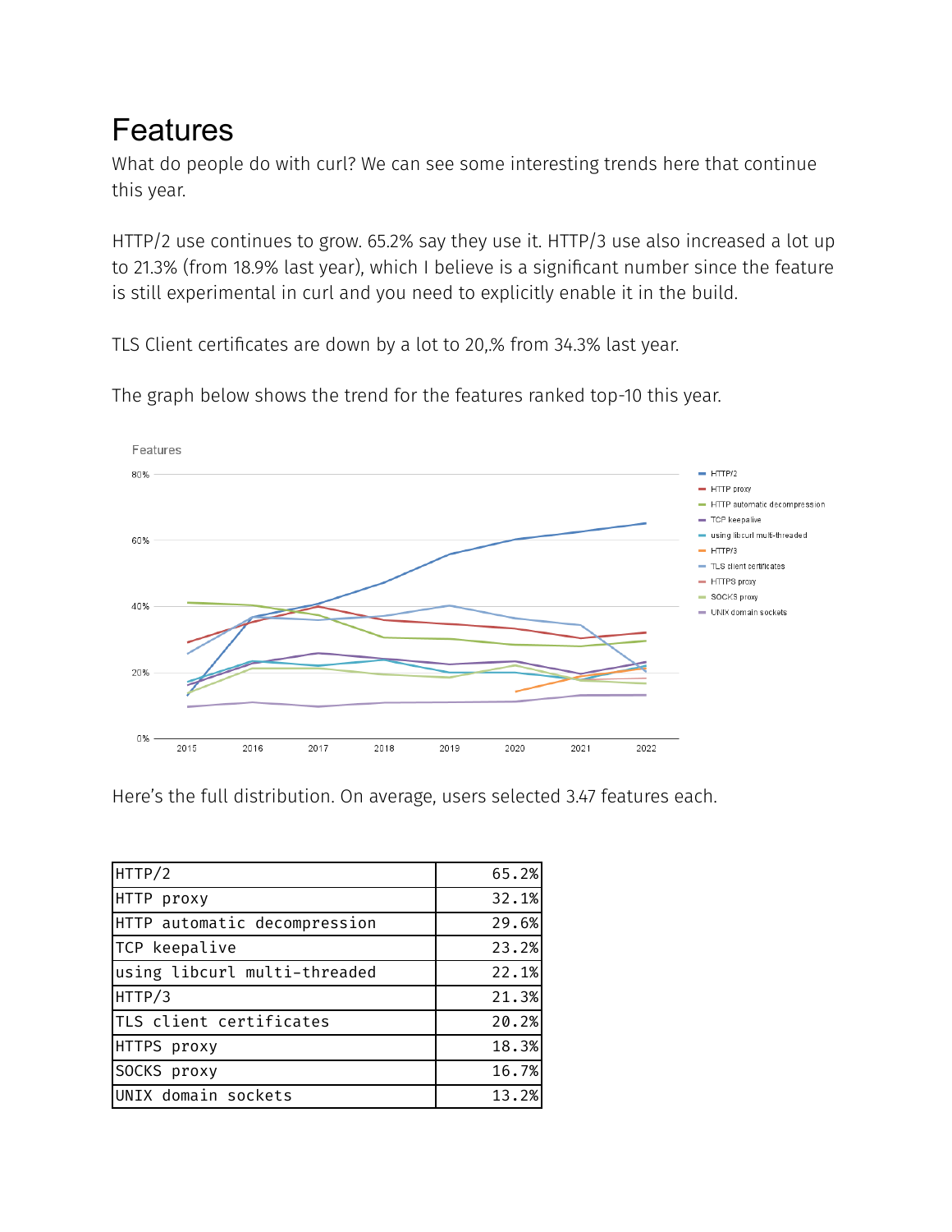# Features

What do people do with curl? We can see some interesting trends here that continue this year.

HTTP/2 use continues to grow. 65.2% say they use it. HTTP/3 use also increased a lot up to 21.3% (from 18.9% last year), which I believe is a significant number since the feature is still experimental in curl and you need to explicitly enable it in the build.

TLS Client certificates are down by a lot to 20,.% from 34.3% last year.

The graph below shows the trend for the features ranked top-10 this year.

Here's the full distribution. On average, users selected 3.47 features each.

| Feature | Share |
|---|---|
| HTTP/2 | 65.2% |
| HTTP proxy | 32.1% |
| HTTP automatic decompression | 29.6% |
| TCP keepalive | 23.2% |
| using libcurl multi-threaded | 22.1% |
| HTTP/3 | 21.3% |
| TLS client certificates | 20.2% |
| HTTPS proxy | 18.3% |
| SOCKS proxy | 16.7% |
| UNIX domain sockets | 13.2% |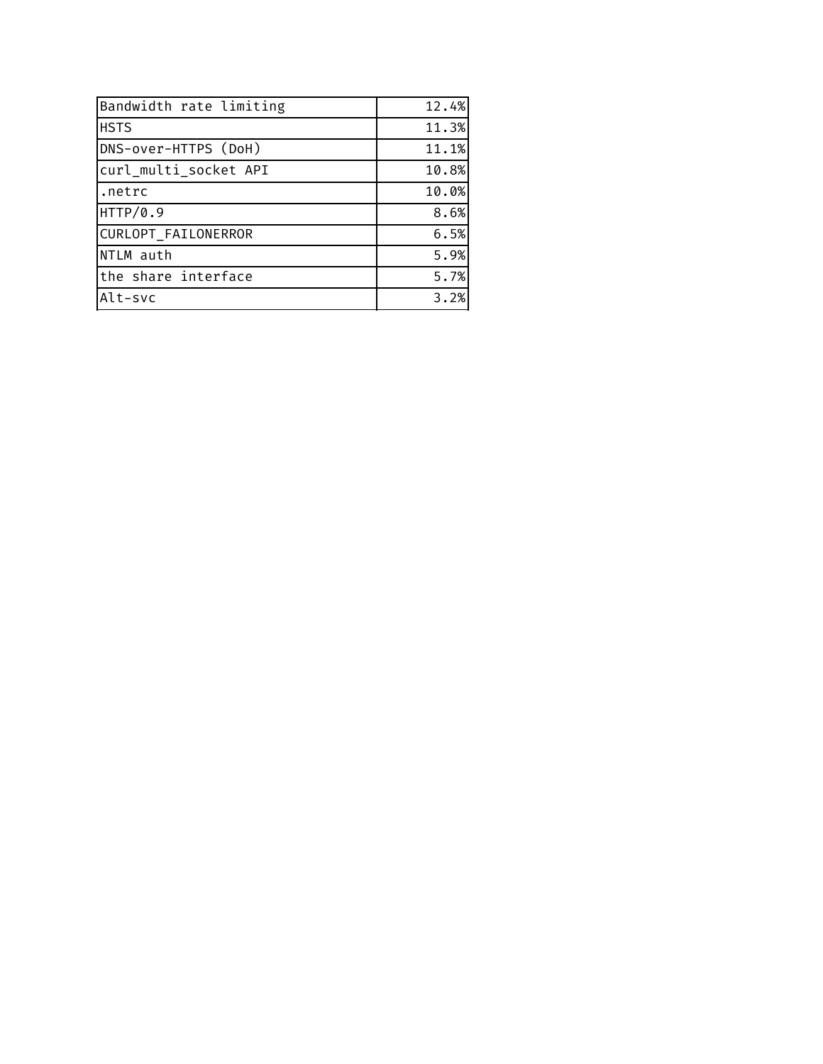| | |
|---|---|
| Bandwidth rate limiting | 12.4% |
| HSTS | 11.3% |
| DNS-over-HTTPS (DoH) | 11.1% |
| curl_multi_socket API | 10.8% |
| .netrc | 10.0% |
| HTTP/0.9 | 8.6% |
| CURLOPT_FAILONERROR | 6.5% |
| NTLM auth | 5.9% |
| the share interface | 5.7% |
| Alt-svc | 3.2% |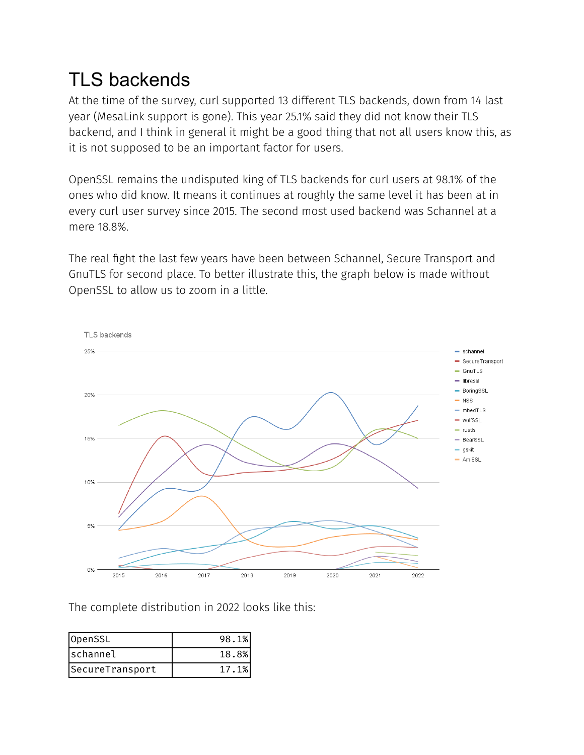# TLS backends

At the time of the survey, curl supported 13 different TLS backends, down from 14 last year (MesaLink support is gone). This year 25.1% said they did not know their TLS backend, and I think in general it might be a good thing that not all users know this, as it is not supposed to be an important factor for users.

OpenSSL remains the undisputed king of TLS backends for curl users at 98.1% of the ones who did know. It means it continues at roughly the same level it has been at in every curl user survey since 2015. The second most used backend was Schannel at a mere 18.8%.

The real fight the last few years have been between Schannel, Secure Transport and GnuTLS for second place. To better illustrate this, the graph below is made without OpenSSL to allow us to zoom in a little.

The complete distribution in 2022 looks like this:

| | |
|---|---:|
| OpenSSL | 98.1% |
| schannel | 18.8% |
| SecureTransport | 17.1% |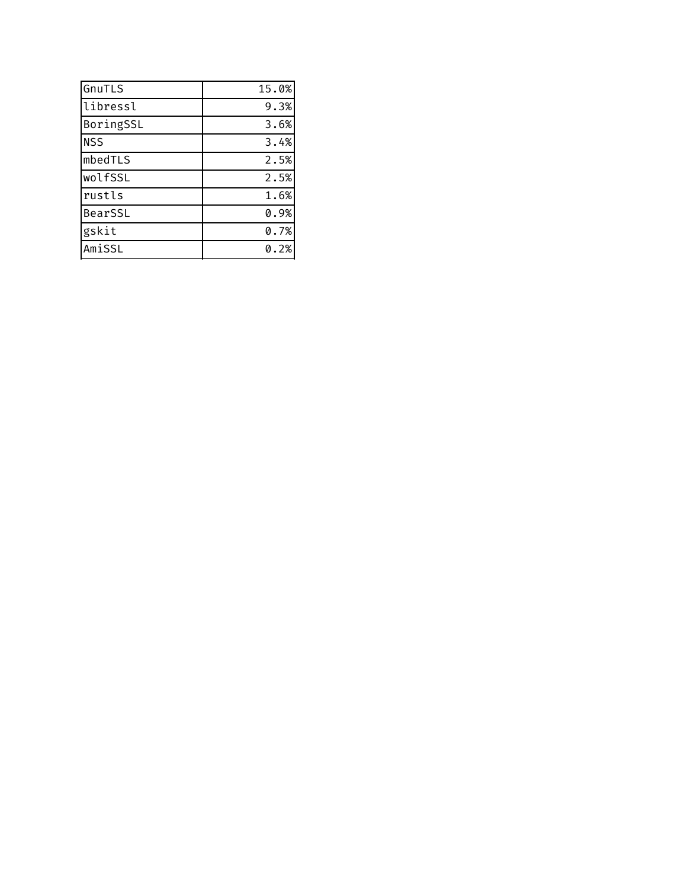| | |
|---|---|
| GnuTLS | 15.0% |
| libressl | 9.3% |
| BoringSSL | 3.6% |
| NSS | 3.4% |
| mbedTLS | 2.5% |
| wolfSSL | 2.5% |
| rustls | 1.6% |
| BearSSL | 0.9% |
| gskit | 0.7% |
| AmiSSL | 0.2% |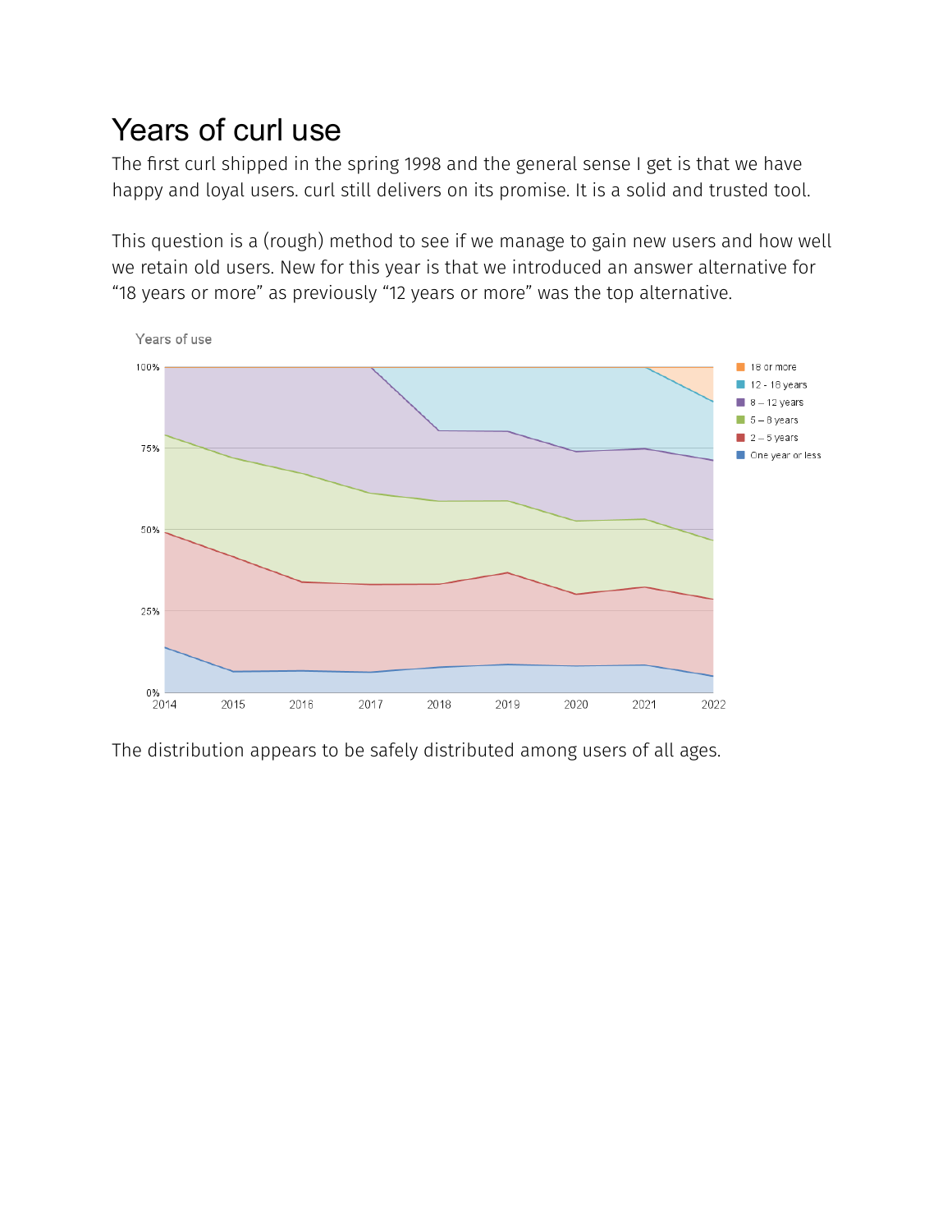# Years of curl use

The first curl shipped in the spring 1998 and the general sense I get is that we have happy and loyal users. curl still delivers on its promise. It is a solid and trusted tool.

This question is a (rough) method to see if we manage to gain new users and how well we retain old users. New for this year is that we introduced an answer alternative for “18 years or more” as previously “12 years or more” was the top alternative.

The distribution appears to be safely distributed among users of all ages.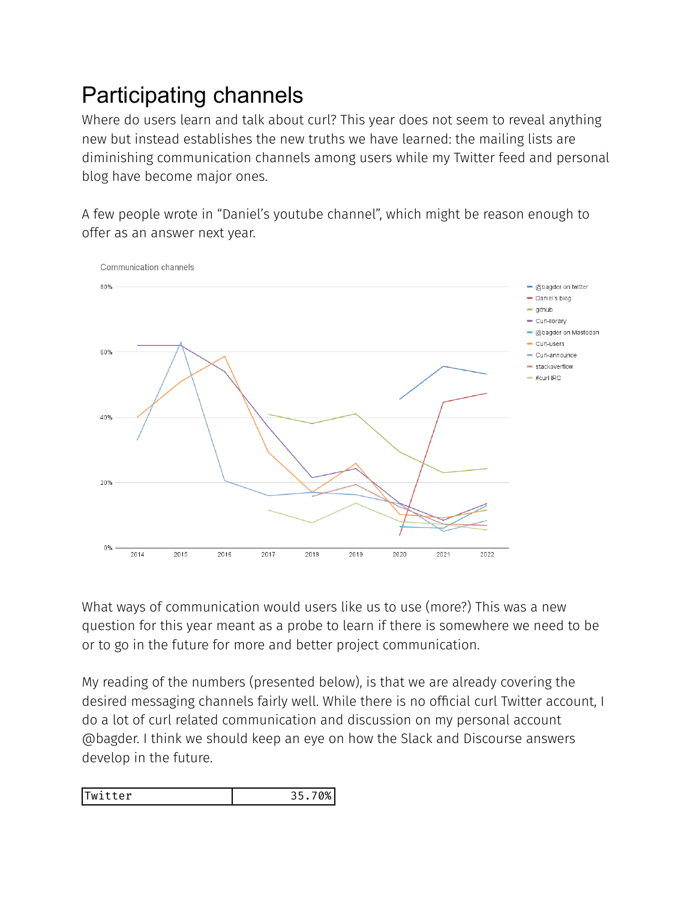# Participating channels

Where do users learn and talk about curl? This year does not seem to reveal anything new but instead establishes the new truths we have learned: the mailing lists are diminishing communication channels among users while my Twitter feed and personal blog have become major ones.

A few people wrote in "Daniel's youtube channel", which might be reason enough to offer as an answer next year.

What ways of communication would users like us to use (more?) This was a new question for this year meant as a probe to learn if there is somewhere we need to be or to go in the future for more and better project communication.

My reading of the numbers (presented below), is that we are already covering the desired messaging channels fairly well. While there is no official curl Twitter account, I do a lot of curl related communication and discussion on my personal account @bagder. I think we should keep an eye on how the Slack and Discourse answers develop in the future.

| Twitter | 35.70% |
|---|---|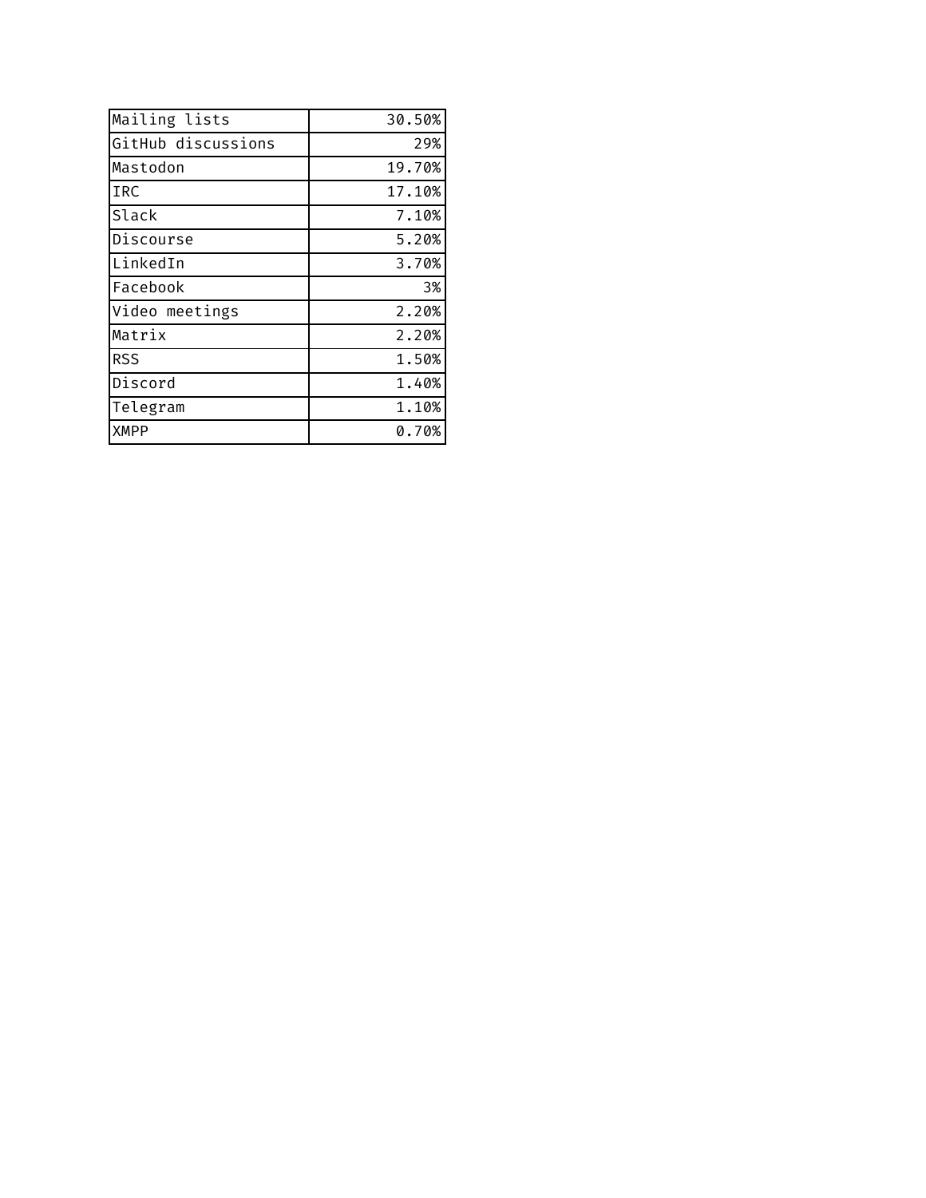| | |
|---|---|
| Mailing lists | 30.50% |
| GitHub discussions | 29% |
| Mastodon | 19.70% |
| IRC | 17.10% |
| Slack | 7.10% |
| Discourse | 5.20% |
| LinkedIn | 3.70% |
| Facebook | 3% |
| Video meetings | 2.20% |
| Matrix | 2.20% |
| RSS | 1.50% |
| Discord | 1.40% |
| Telegram | 1.10% |
| XMPP | 0.70% |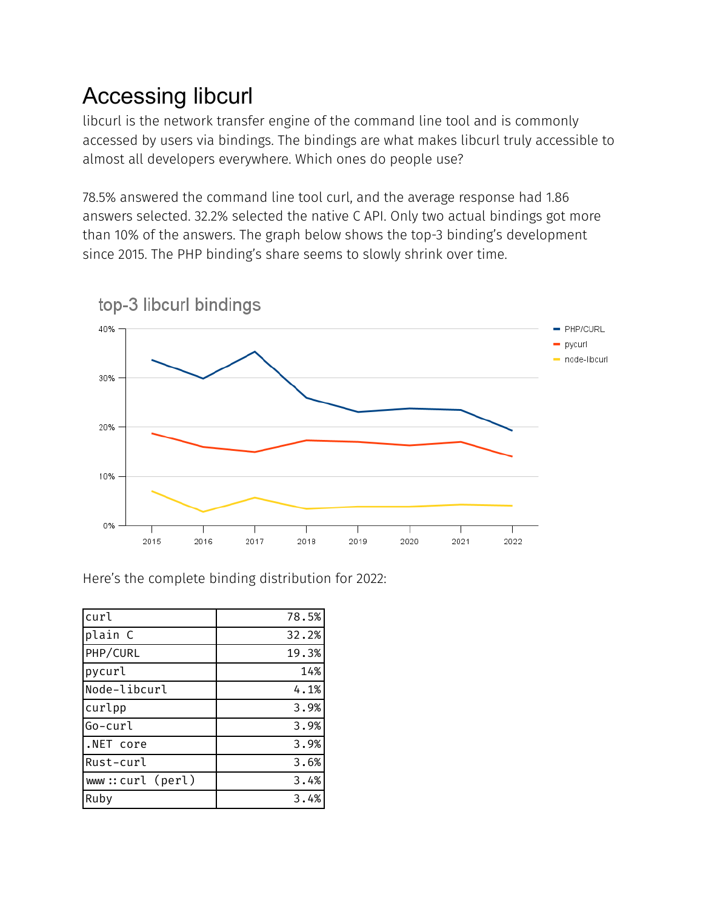# Accessing libcurl

libcurl is the network transfer engine of the command line tool and is commonly accessed by users via bindings. The bindings are what makes libcurl truly accessible to almost all developers everywhere. Which ones do people use?

78.5% answered the command line tool curl, and the average response had 1.86 answers selected. 32.2% selected the native C API. Only two actual bindings got more than 10% of the answers. The graph below shows the top-3 binding's development since 2015. The PHP binding's share seems to slowly shrink over time.

top-3 libcurl bindings

Here's the complete binding distribution for 2022:

| | |
|---|---:|
| curl | 78.5% |
| plain C | 32.2% |
| PHP/CURL | 19.3% |
| pycurl | 14% |
| Node-libcurl | 4.1% |
| curlpp | 3.9% |
| Go-curl | 3.9% |
| .NET core | 3.9% |
| Rust-curl | 3.6% |
| www::curl (perl) | 3.4% |
| Ruby | 3.4% |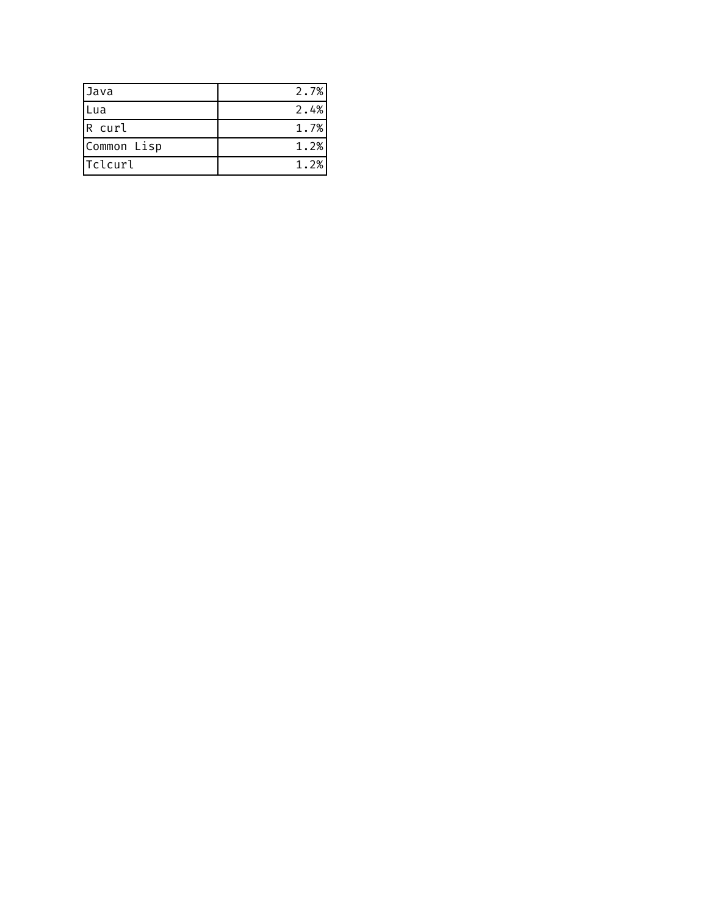| | |
|---|---:|
| Java | 2.7% |
| Lua | 2.4% |
| R curl | 1.7% |
| Common Lisp | 1.2% |
| Tclcurl | 1.2% |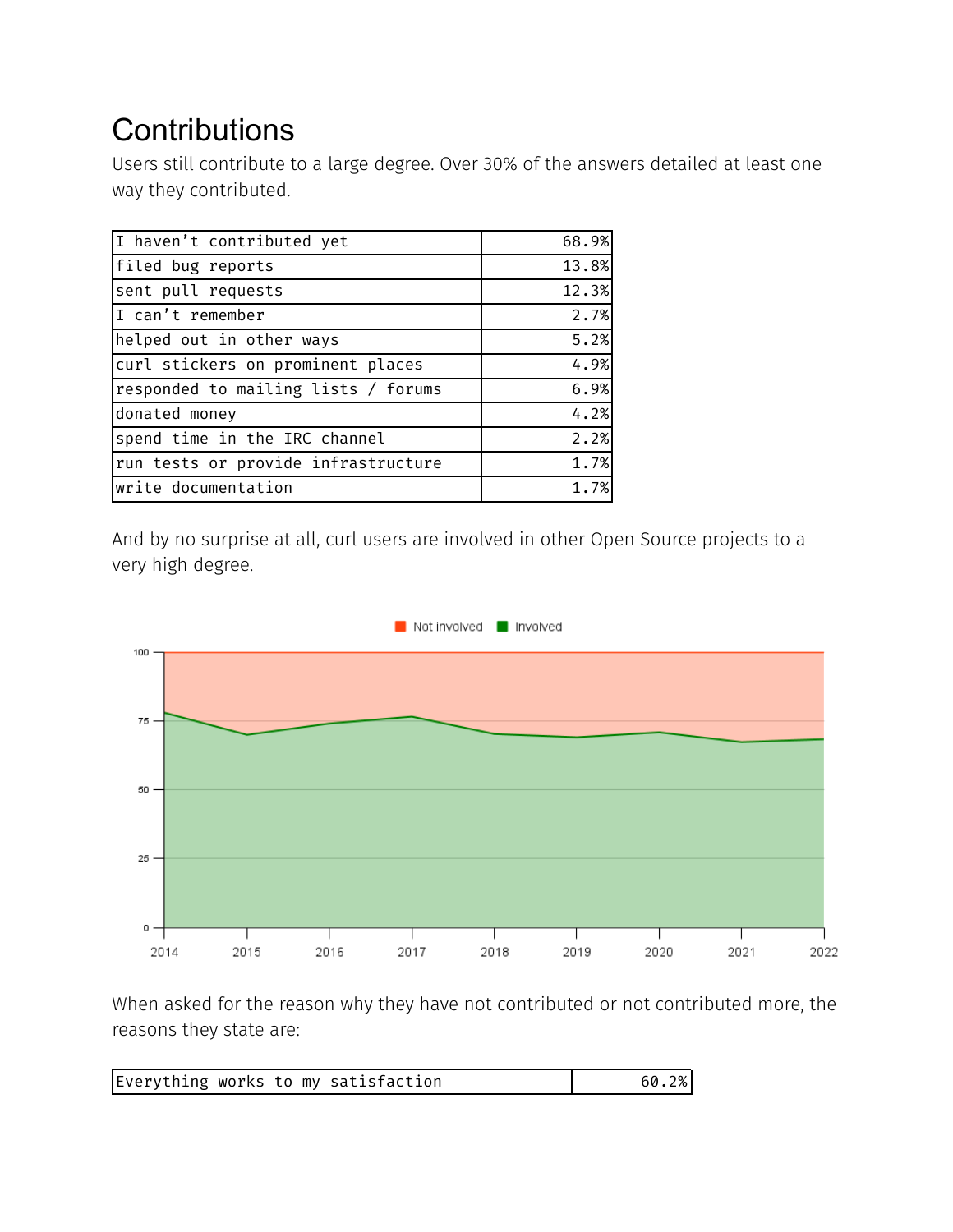## Contributions

Users still contribute to a large degree. Over 30% of the answers detailed at least one way they contributed.

| | |
|---|---|
| I haven't contributed yet | 68.9% |
| filed bug reports | 13.8% |
| sent pull requests | 12.3% |
| I can't remember | 2.7% |
| helped out in other ways | 5.2% |
| curl stickers on prominent places | 4.9% |
| responded to mailing lists / forums | 6.9% |
| donated money | 4.2% |
| spend time in the IRC channel | 2.2% |
| run tests or provide infrastructure | 1.7% |
| write documentation | 1.7% |

And by no surprise at all, curl users are involved in other Open Source projects to a very high degree.

When asked for the reason why they have not contributed or not contributed more, the reasons they state are:

| | |
|---|---|
| Everything works to my satisfaction | 60.2% |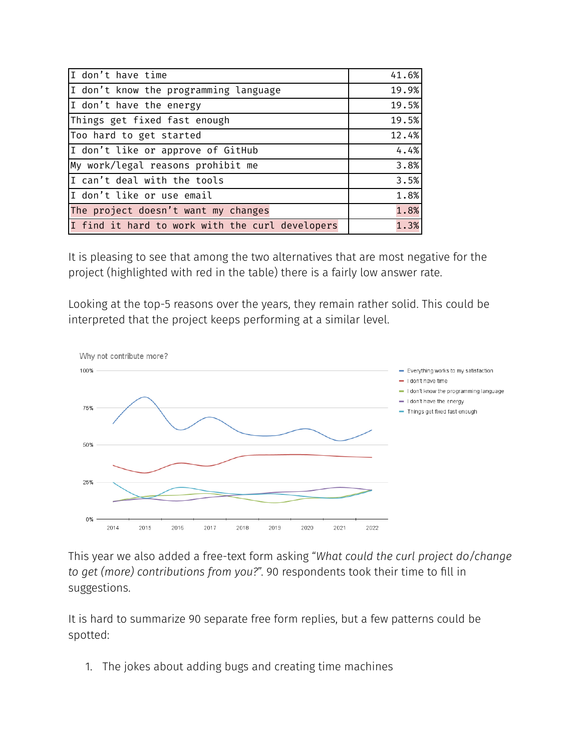| I don’t have time | 41.6% |
|---|---|
| I don’t know the programming language | 19.9% |
| I don’t have the energy | 19.5% |
| Things get fixed fast enough | 19.5% |
| Too hard to get started | 12.4% |
| I don’t like or approve of GitHub | 4.4% |
| My work/legal reasons prohibit me | 3.8% |
| I can’t deal with the tools | 3.5% |
| I don’t like or use email | 1.8% |
| The project doesn’t want my changes | 1.8% |
| I find it hard to work with the curl developers | 1.3% |

It is pleasing to see that among the two alternatives that are most negative for the project (highlighted with red in the table) there is a fairly low answer rate.

Looking at the top-5 reasons over the years, they remain rather solid. This could be interpreted that the project keeps performing at a similar level.

This year we also added a free-text form asking “*What could the curl project do/change to get (more) contributions from you?*”. 90 respondents took their time to fill in suggestions.

It is hard to summarize 90 separate free form replies, but a few patterns could be spotted:

1. The jokes about adding bugs and creating time machines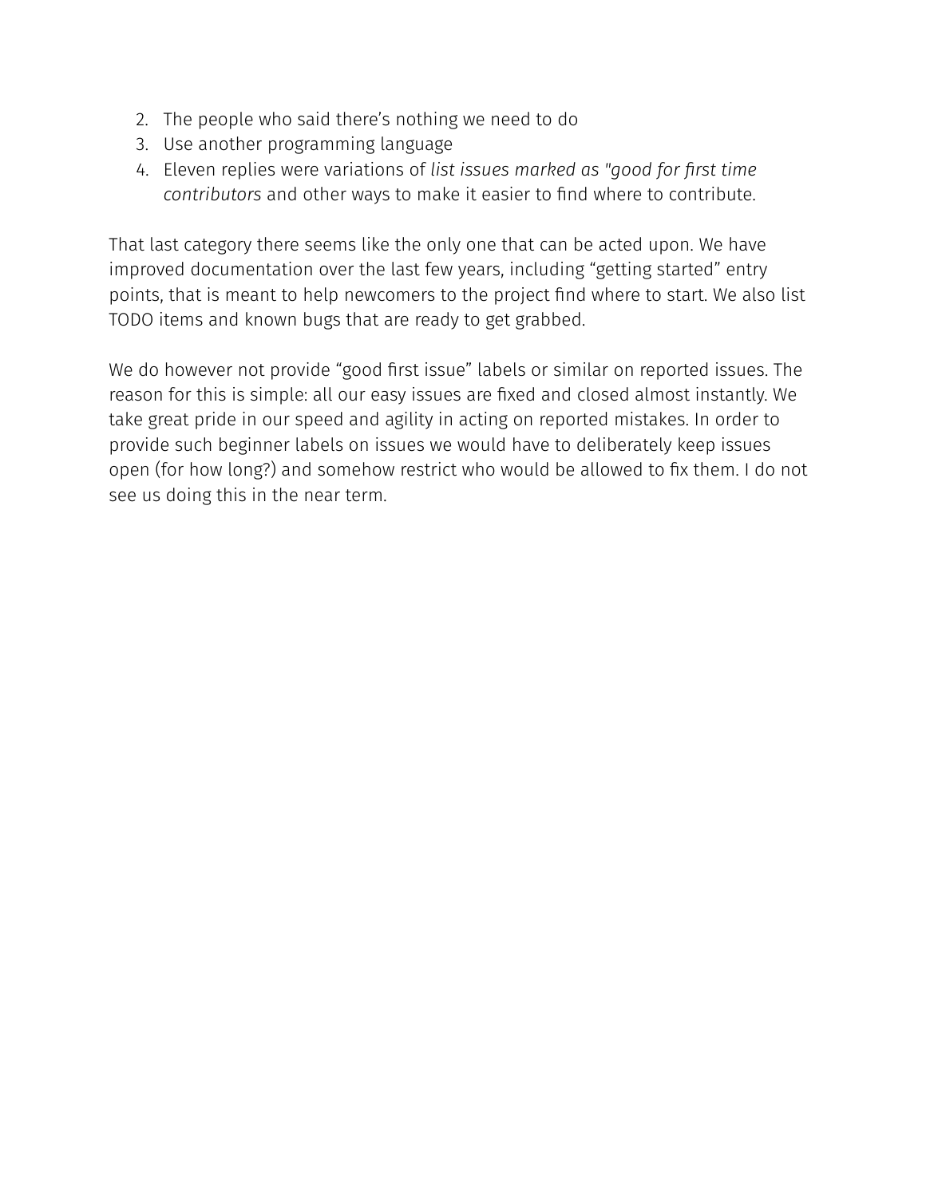2. The people who said there's nothing we need to do
3. Use another programming language
4. Eleven replies were variations of *list issues marked as "good for first time contributors* and other ways to make it easier to find where to contribute.

That last category there seems like the only one that can be acted upon. We have improved documentation over the last few years, including "getting started" entry points, that is meant to help newcomers to the project find where to start. We also list TODO items and known bugs that are ready to get grabbed.

We do however not provide "good first issue" labels or similar on reported issues. The reason for this is simple: all our easy issues are fixed and closed almost instantly. We take great pride in our speed and agility in acting on reported mistakes. In order to provide such beginner labels on issues we would have to deliberately keep issues open (for how long?) and somehow restrict who would be allowed to fix them. I do not see us doing this in the near term.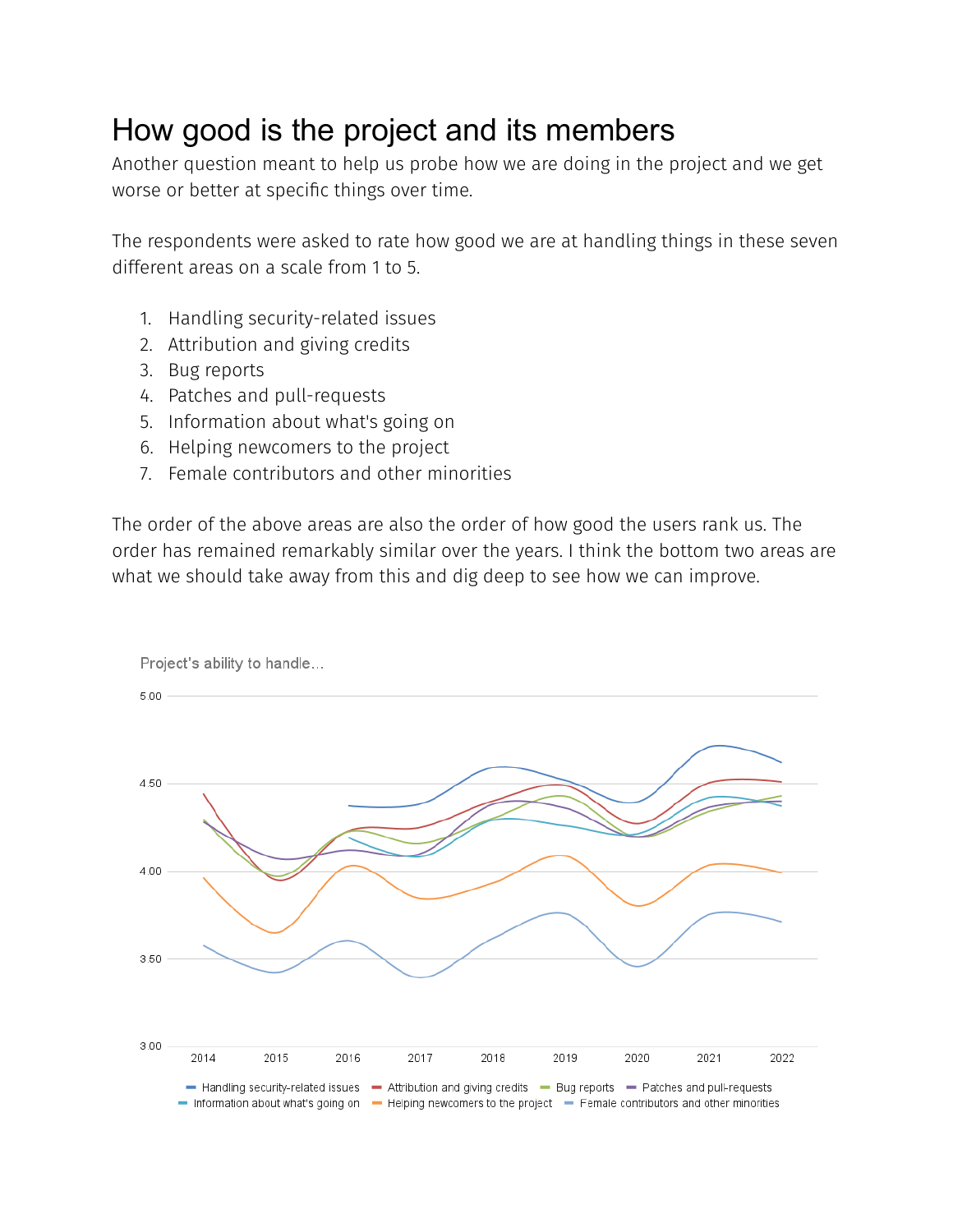# How good is the project and its members

Another question meant to help us probe how we are doing in the project and we get worse or better at specific things over time.

The respondents were asked to rate how good we are at handling things in these seven different areas on a scale from 1 to 5.

1. Handling security-related issues
2. Attribution and giving credits
3. Bug reports
4. Patches and pull-requests
5. Information about what's going on
6. Helping newcomers to the project
7. Female contributors and other minorities

The order of the above areas are also the order of how good the users rank us. The order has remained remarkably similar over the years. I think the bottom two areas are what we should take away from this and dig deep to see how we can improve.

Project's ability to handle...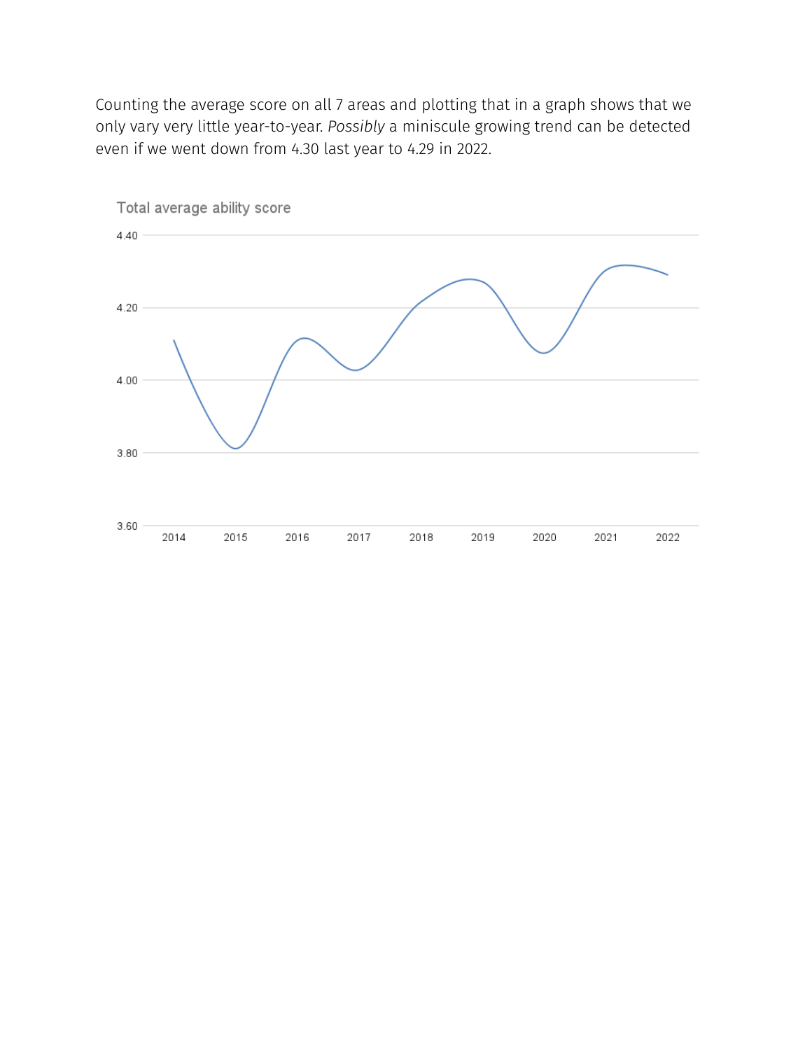Counting the average score on all 7 areas and plotting that in a graph shows that we only vary very little year-to-year. *Possibly* a miniscule growing trend can be detected even if we went down from 4.30 last year to 4.29 in 2022.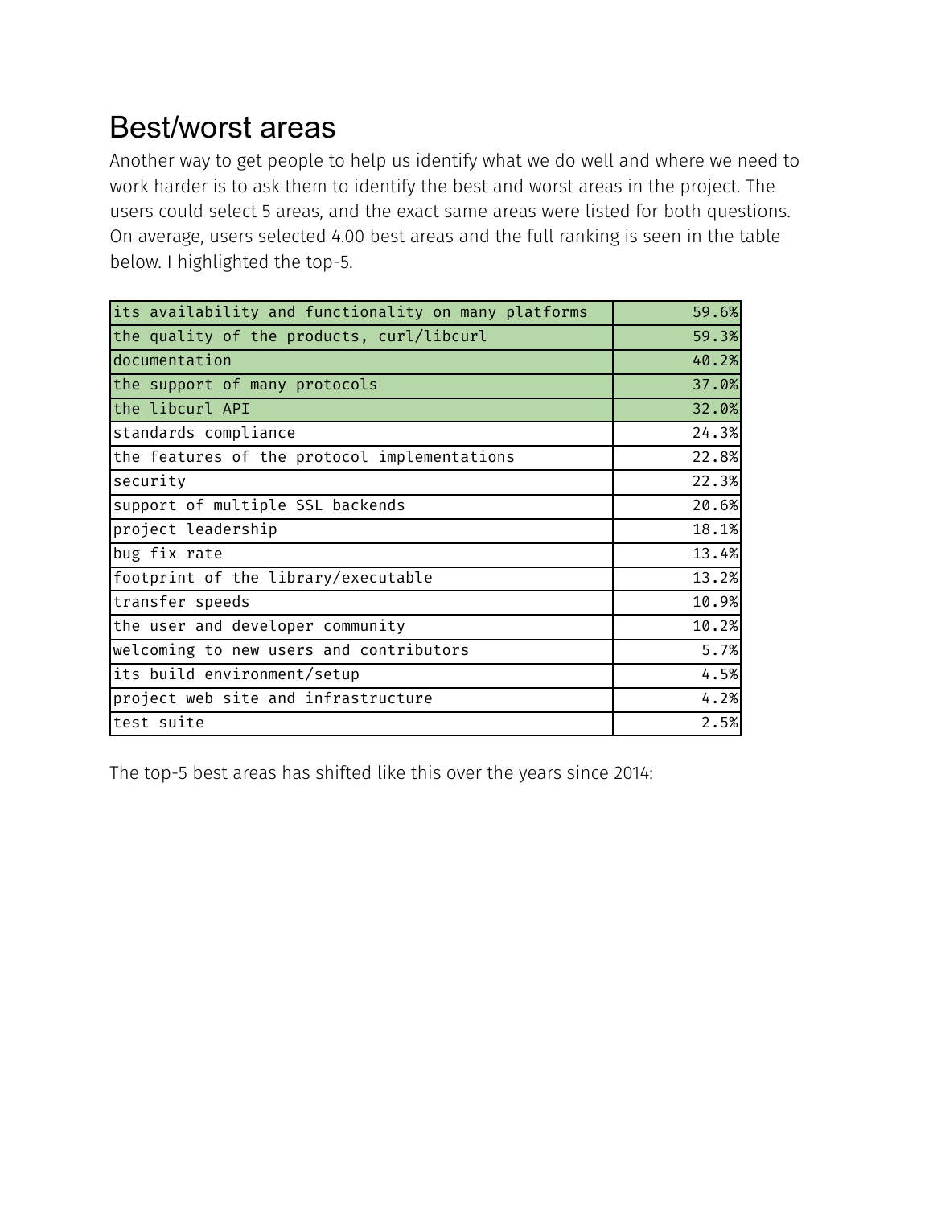# Best/worst areas

Another way to get people to help us identify what we do well and where we need to work harder is to ask them to identify the best and worst areas in the project. The users could select 5 areas, and the exact same areas were listed for both questions. On average, users selected 4.00 best areas and the full ranking is seen in the table below. I highlighted the top-5.

| | |
|---|---:|
| its availability and functionality on many platforms | 59.6% |
| the quality of the products, curl/libcurl | 59.3% |
| documentation | 40.2% |
| the support of many protocols | 37.0% |
| the libcurl API | 32.0% |
| standards compliance | 24.3% |
| the features of the protocol implementations | 22.8% |
| security | 22.3% |
| support of multiple SSL backends | 20.6% |
| project leadership | 18.1% |
| bug fix rate | 13.4% |
| footprint of the library/executable | 13.2% |
| transfer speeds | 10.9% |
| the user and developer community | 10.2% |
| welcoming to new users and contributors | 5.7% |
| its build environment/setup | 4.5% |
| project web site and infrastructure | 4.2% |
| test suite | 2.5% |

The top-5 best areas has shifted like this over the years since 2014: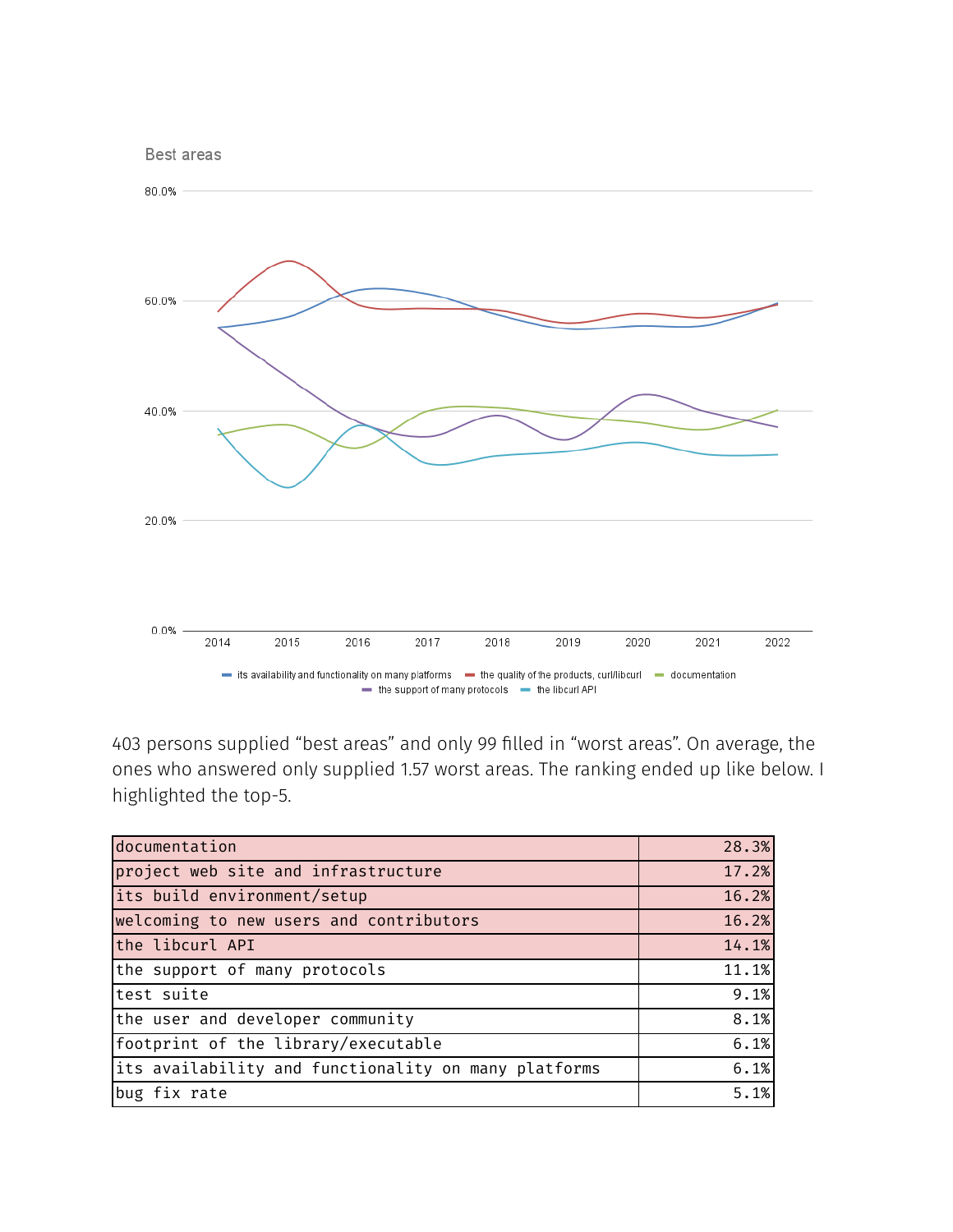Best areas

403 persons supplied “best areas” and only 99 filled in “worst areas”. On average, the ones who answered only supplied 1.57 worst areas. The ranking ended up like below. I highlighted the top-5.

| | |
|---|---|
| documentation | 28.3% |
| project web site and infrastructure | 17.2% |
| its build environment/setup | 16.2% |
| welcoming to new users and contributors | 16.2% |
| the libcurl API | 14.1% |
| the support of many protocols | 11.1% |
| test suite | 9.1% |
| the user and developer community | 8.1% |
| footprint of the library/executable | 6.1% |
| its availability and functionality on many platforms | 6.1% |
| bug fix rate | 5.1% |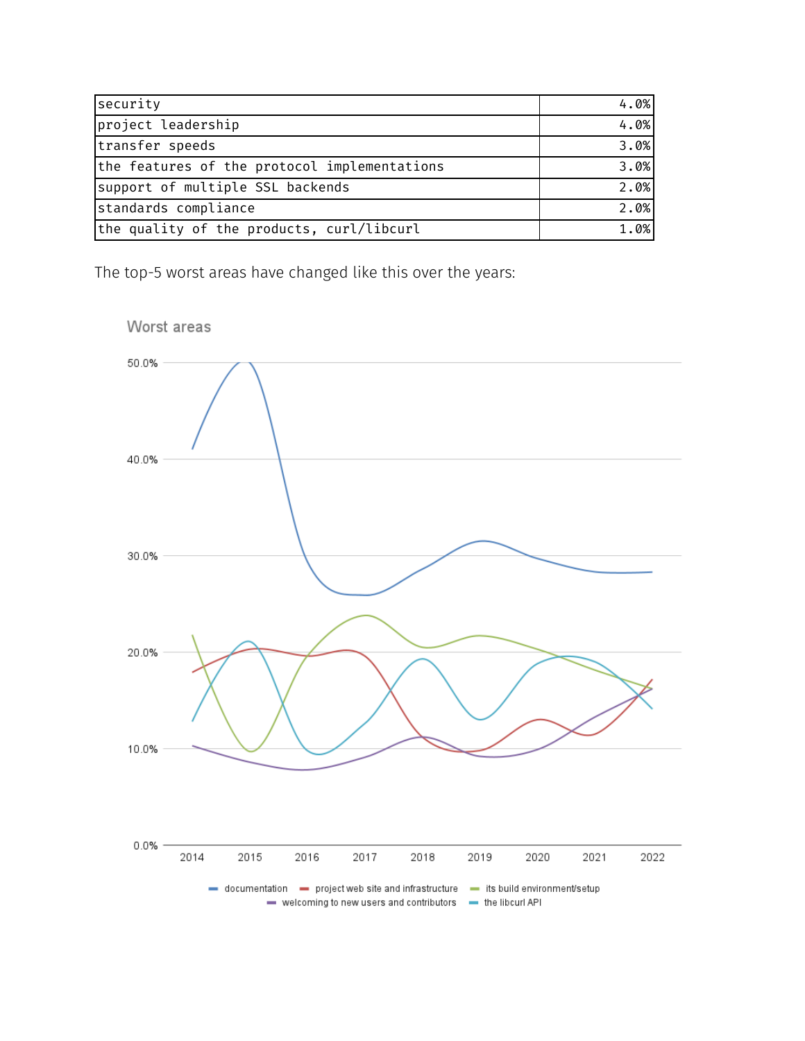| | |
|---|---|
| security | 4.0% |
| project leadership | 4.0% |
| transfer speeds | 3.0% |
| the features of the protocol implementations | 3.0% |
| support of multiple SSL backends | 2.0% |
| standards compliance | 2.0% |
| the quality of the products, curl/libcurl | 1.0% |

The top-5 worst areas have changed like this over the years: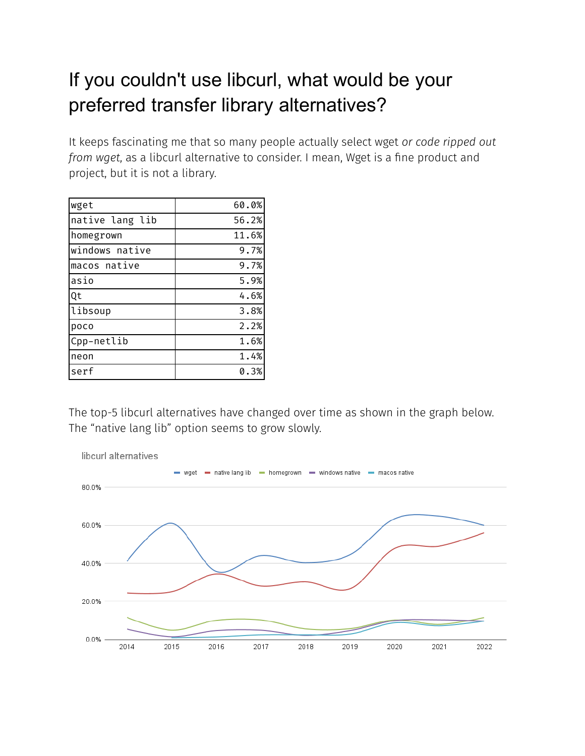# If you couldn't use libcurl, what would be your preferred transfer library alternatives?

It keeps fascinating me that so many people actually select wget *or code ripped out from wget*, as a libcurl alternative to consider. I mean, Wget is a fine product and project, but it is not a library.

| | |
|---|---:|
| wget | 60.0% |
| native lang lib | 56.2% |
| homegrown | 11.6% |
| windows native | 9.7% |
| macos native | 9.7% |
| asio | 5.9% |
| Qt | 4.6% |
| libsoup | 3.8% |
| poco | 2.2% |
| Cpp-netlib | 1.6% |
| neon | 1.4% |
| serf | 0.3% |

The top-5 libcurl alternatives have changed over time as shown in the graph below. The "native lang lib" option seems to grow slowly.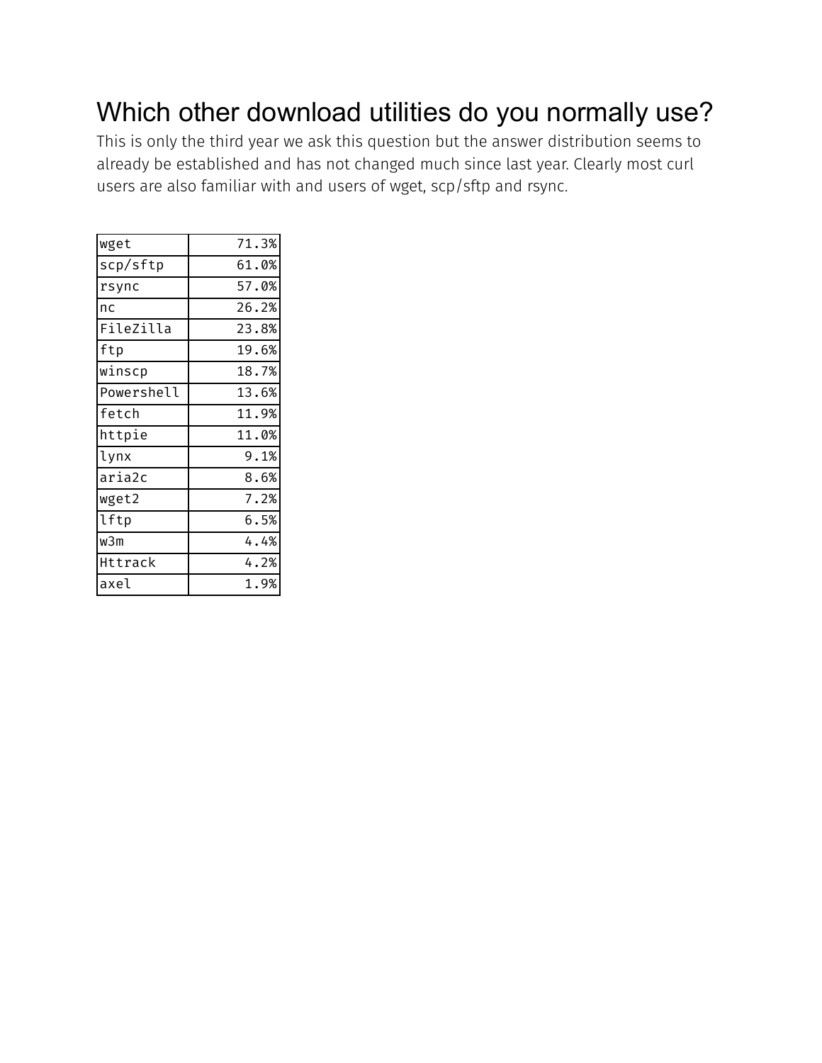# Which other download utilities do you normally use?

This is only the third year we ask this question but the answer distribution seems to already be established and has not changed much since last year. Clearly most curl users are also familiar with and users of wget, scp/sftp and rsync.

| | |
|---|---|
| wget | 71.3% |
| scp/sftp | 61.0% |
| rsync | 57.0% |
| nc | 26.2% |
| FileZilla | 23.8% |
| ftp | 19.6% |
| winscp | 18.7% |
| Powershell | 13.6% |
| fetch | 11.9% |
| httpie | 11.0% |
| lynx | 9.1% |
| aria2c | 8.6% |
| wget2 | 7.2% |
| lftp | 6.5% |
| w3m | 4.4% |
| Httrack | 4.2% |
| axel | 1.9% |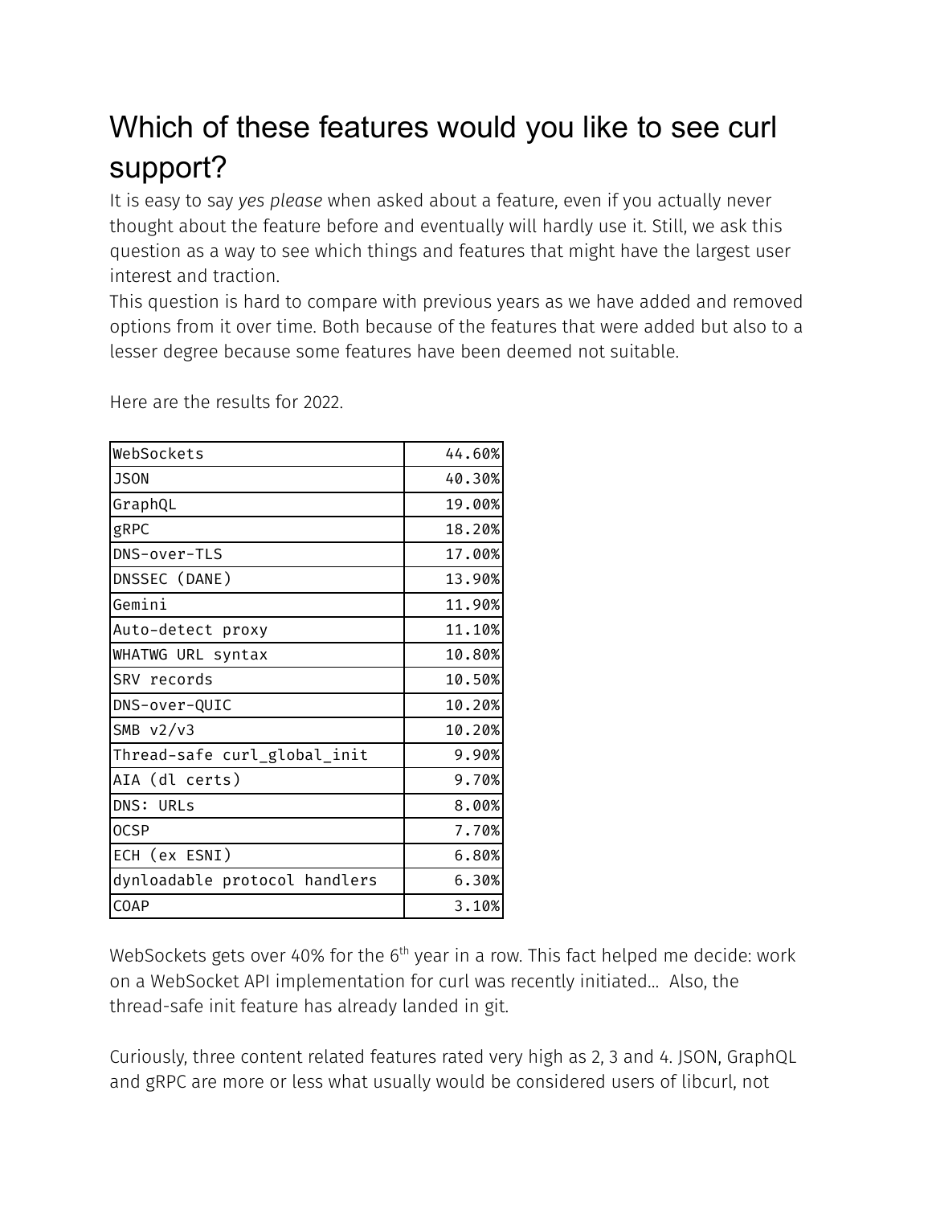# Which of these features would you like to see curl support?

It is easy to say *yes please* when asked about a feature, even if you actually never thought about the feature before and eventually will hardly use it. Still, we ask this question as a way to see which things and features that might have the largest user interest and traction.

This question is hard to compare with previous years as we have added and removed options from it over time. Both because of the features that were added but also to a lesser degree because some features have been deemed not suitable.

Here are the results for 2022.

| Feature | Share |
| --- | ---: |
| WebSockets | 44.60% |
| JSON | 40.30% |
| GraphQL | 19.00% |
| gRPC | 18.20% |
| DNS-over-TLS | 17.00% |
| DNSSEC (DANE) | 13.90% |
| Gemini | 11.90% |
| Auto-detect proxy | 11.10% |
| WHATWG URL syntax | 10.80% |
| SRV records | 10.50% |
| DNS-over-QUIC | 10.20% |
| SMB v2/v3 | 10.20% |
| Thread-safe curl_global_init | 9.90% |
| AIA (dl certs) | 9.70% |
| DNS: URLs | 8.00% |
| OCSP | 7.70% |
| ECH (ex ESNI) | 6.80% |
| dynloadable protocol handlers | 6.30% |
| COAP | 3.10% |

WebSockets gets over 40% for the 6th year in a row. This fact helped me decide: work on a WebSocket API implementation for curl was recently initiated… Also, the thread-safe init feature has already landed in git.

Curiously, three content related features rated very high as 2, 3 and 4. JSON, GraphQL and gRPC are more or less what usually would be considered users of libcurl, not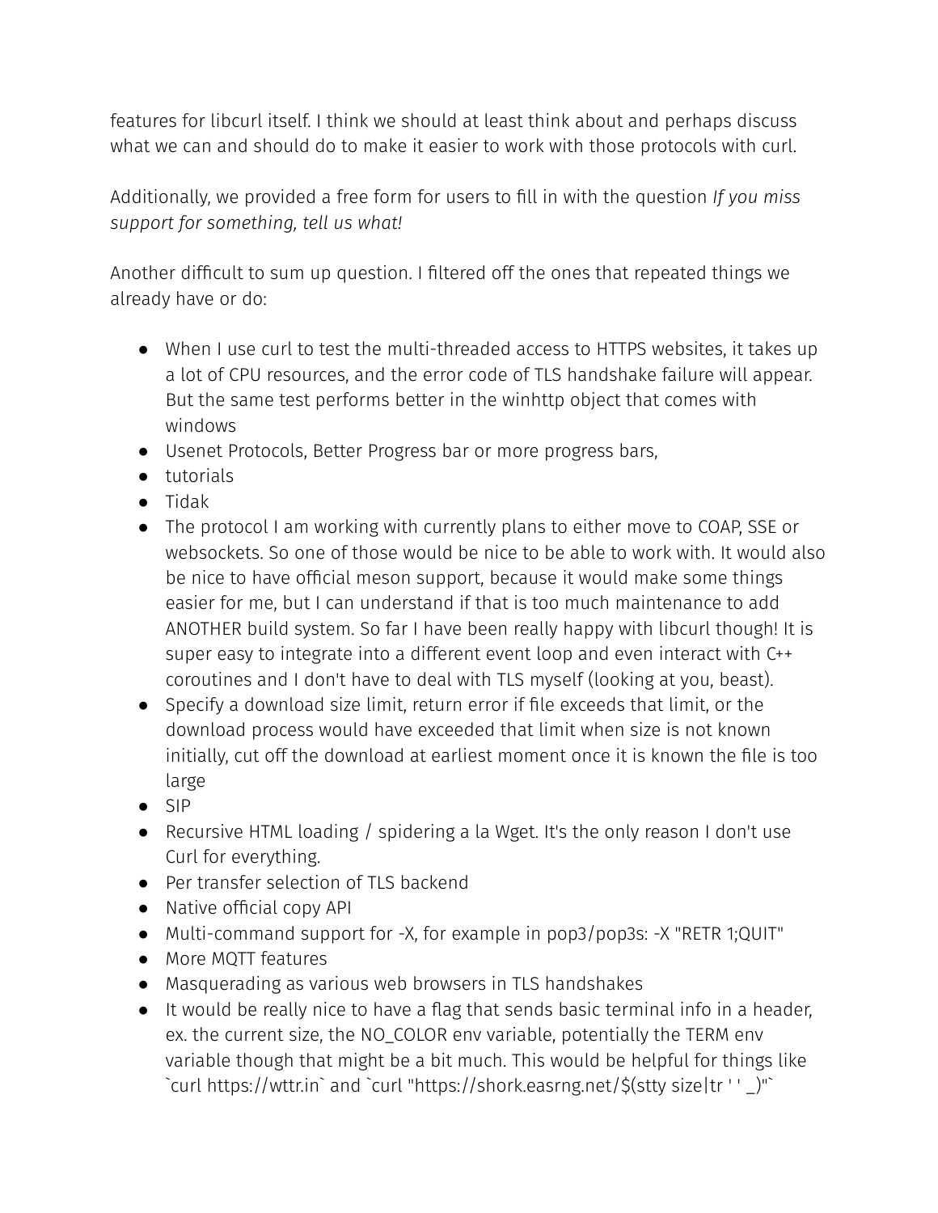features for libcurl itself. I think we should at least think about and perhaps discuss what we can and should do to make it easier to work with those protocols with curl.

Additionally, we provided a free form for users to fill in with the question *If you miss support for something, tell us what!*

Another difficult to sum up question. I filtered off the ones that repeated things we already have or do:

- When I use curl to test the multi-threaded access to HTTPS websites, it takes up a lot of CPU resources, and the error code of TLS handshake failure will appear. But the same test performs better in the winhttp object that comes with windows
- Usenet Protocols, Better Progress bar or more progress bars,
- tutorials
- Tidak
- The protocol I am working with currently plans to either move to COAP, SSE or websockets. So one of those would be nice to be able to work with. It would also be nice to have official meson support, because it would make some things easier for me, but I can understand if that is too much maintenance to add ANOTHER build system. So far I have been really happy with libcurl though! It is super easy to integrate into a different event loop and even interact with C++ coroutines and I don't have to deal with TLS myself (looking at you, beast).
- Specify a download size limit, return error if file exceeds that limit, or the download process would have exceeded that limit when size is not known initially, cut off the download at earliest moment once it is known the file is too large
- SIP
- Recursive HTML loading / spidering a la Wget. It's the only reason I don't use Curl for everything.
- Per transfer selection of TLS backend
- Native official copy API
- Multi-command support for -X, for example in pop3/pop3s: -X "RETR 1;QUIT"
- More MQTT features
- Masquerading as various web browsers in TLS handshakes
- It would be really nice to have a flag that sends basic terminal info in a header, ex. the current size, the NO_COLOR env variable, potentially the TERM env variable though that might be a bit much. This would be helpful for things like `curl https://wttr.in` and `curl "https://shork.easrng.net/$(stty size|tr ' ' _)"`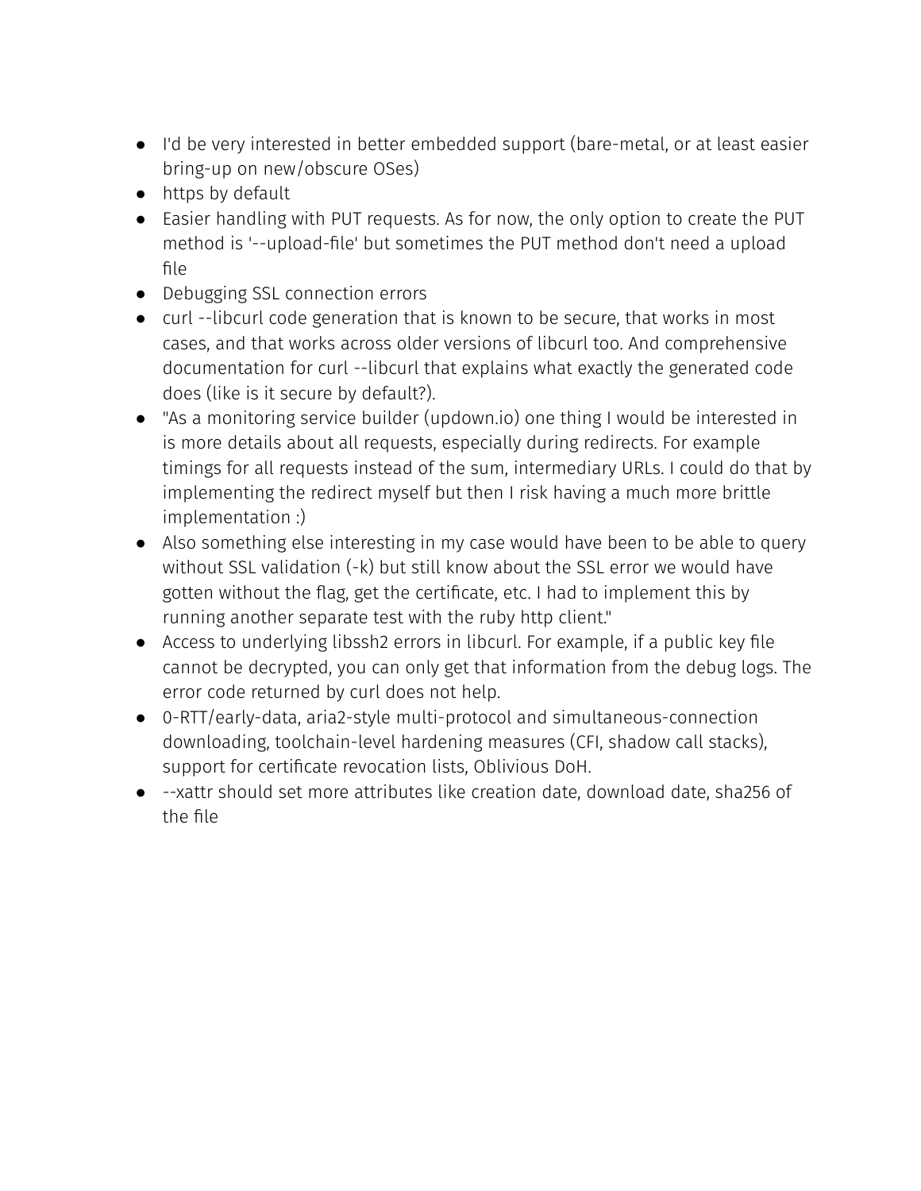- I'd be very interested in better embedded support (bare-metal, or at least easier bring-up on new/obscure OSes)
- https by default
- Easier handling with PUT requests. As for now, the only option to create the PUT method is '--upload-file' but sometimes the PUT method don't need a upload file
- Debugging SSL connection errors
- curl --libcurl code generation that is known to be secure, that works in most cases, and that works across older versions of libcurl too. And comprehensive documentation for curl --libcurl that explains what exactly the generated code does (like is it secure by default?).
- "As a monitoring service builder (updown.io) one thing I would be interested in is more details about all requests, especially during redirects. For example timings for all requests instead of the sum, intermediary URLs. I could do that by implementing the redirect myself but then I risk having a much more brittle implementation :)
- Also something else interesting in my case would have been to be able to query without SSL validation (-k) but still know about the SSL error we would have gotten without the flag, get the certificate, etc. I had to implement this by running another separate test with the ruby http client."
- Access to underlying libssh2 errors in libcurl. For example, if a public key file cannot be decrypted, you can only get that information from the debug logs. The error code returned by curl does not help.
- 0-RTT/early-data, aria2-style multi-protocol and simultaneous-connection downloading, toolchain-level hardening measures (CFI, shadow call stacks), support for certificate revocation lists, Oblivious DoH.
- --xattr should set more attributes like creation date, download date, sha256 of the file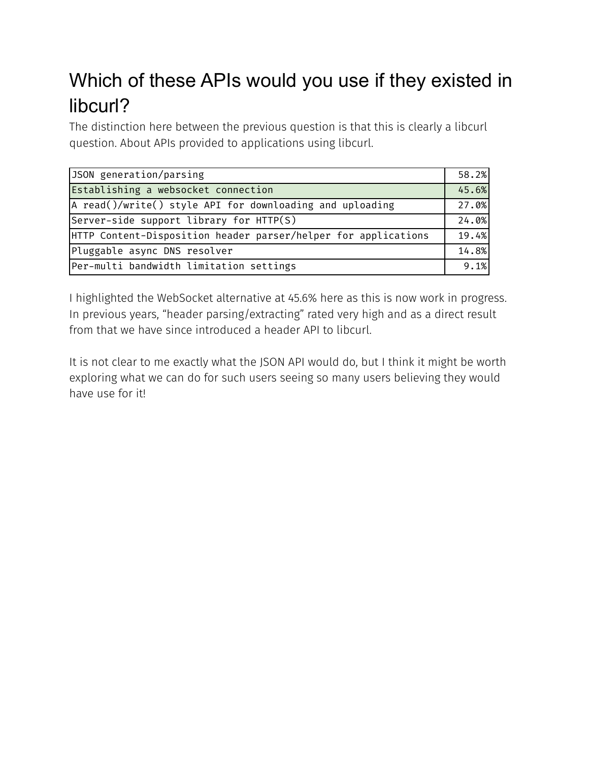# Which of these APIs would you use if they existed in libcurl?

The distinction here between the previous question is that this is clearly a libcurl question. About APIs provided to applications using libcurl.

| | |
|---|---|
| JSON generation/parsing | 58.2% |
| Establishing a websocket connection | 45.6% |
| A read()/write() style API for downloading and uploading | 27.0% |
| Server-side support library for HTTP(S) | 24.0% |
| HTTP Content-Disposition header parser/helper for applications | 19.4% |
| Pluggable async DNS resolver | 14.8% |
| Per-multi bandwidth limitation settings | 9.1% |

I highlighted the WebSocket alternative at 45.6% here as this is now work in progress. In previous years, "header parsing/extracting" rated very high and as a direct result from that we have since introduced a header API to libcurl.

It is not clear to me exactly what the JSON API would do, but I think it might be worth exploring what we can do for such users seeing so many users believing they would have use for it!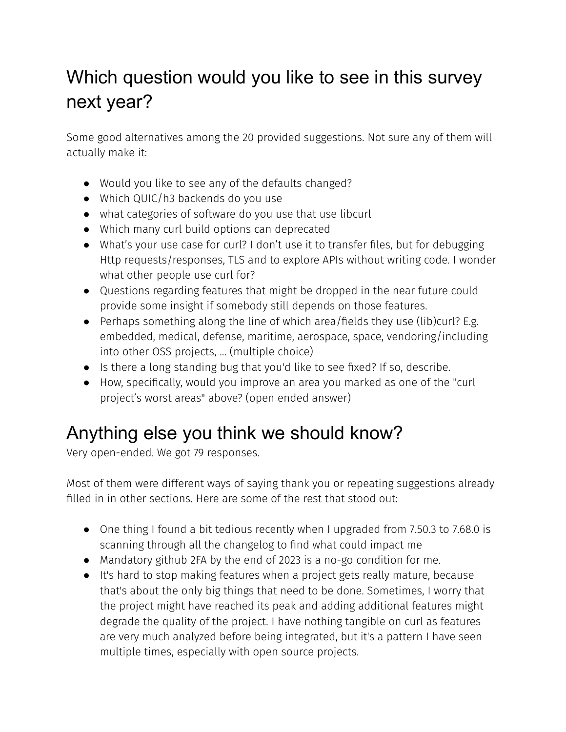# Which question would you like to see in this survey next year?

Some good alternatives among the 20 provided suggestions. Not sure any of them will actually make it:

- Would you like to see any of the defaults changed?
- Which QUIC/h3 backends do you use
- what categories of software do you use that use libcurl
- Which many curl build options can deprecated
- What's your use case for curl? I don't use it to transfer files, but for debugging Http requests/responses, TLS and to explore APIs without writing code. I wonder what other people use curl for?
- Questions regarding features that might be dropped in the near future could provide some insight if somebody still depends on those features.
- Perhaps something along the line of which area/fields they use (lib)curl? E.g. embedded, medical, defense, maritime, aerospace, space, vendoring/including into other OSS projects, … (multiple choice)
- Is there a long standing bug that you'd like to see fixed? If so, describe.
- How, specifically, would you improve an area you marked as one of the "curl project's worst areas" above? (open ended answer)

# Anything else you think we should know?

Very open-ended. We got 79 responses.

Most of them were different ways of saying thank you or repeating suggestions already filled in in other sections. Here are some of the rest that stood out:

- One thing I found a bit tedious recently when I upgraded from 7.50.3 to 7.68.0 is scanning through all the changelog to find what could impact me
- Mandatory github 2FA by the end of 2023 is a no-go condition for me.
- It's hard to stop making features when a project gets really mature, because that's about the only big things that need to be done. Sometimes, I worry that the project might have reached its peak and adding additional features might degrade the quality of the project. I have nothing tangible on curl as features are very much analyzed before being integrated, but it's a pattern I have seen multiple times, especially with open source projects.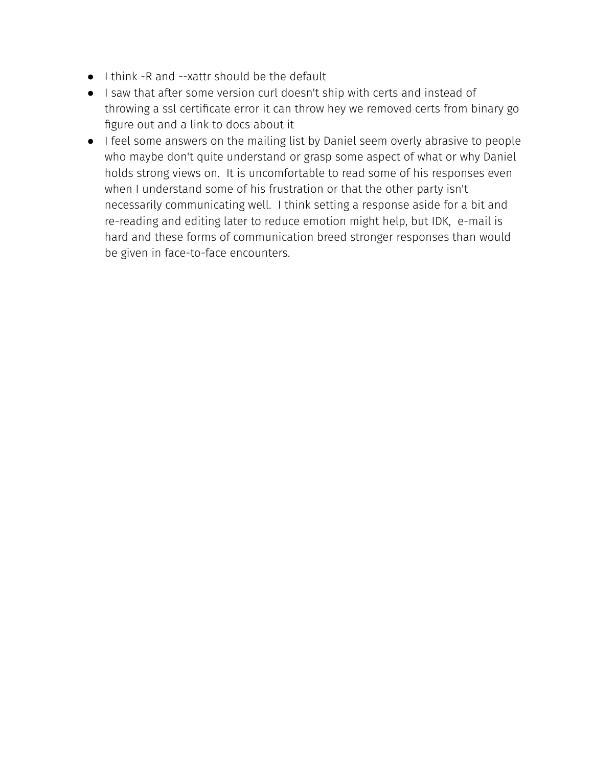- I think -R and --xattr should be the default
- I saw that after some version curl doesn't ship with certs and instead of throwing a ssl certificate error it can throw hey we removed certs from binary go figure out and a link to docs about it
- I feel some answers on the mailing list by Daniel seem overly abrasive to people who maybe don't quite understand or grasp some aspect of what or why Daniel holds strong views on.  It is uncomfortable to read some of his responses even when I understand some of his frustration or that the other party isn't necessarily communicating well.  I think setting a response aside for a bit and re-reading and editing later to reduce emotion might help, but IDK,  e-mail is hard and these forms of communication breed stronger responses than would be given in face-to-face encounters.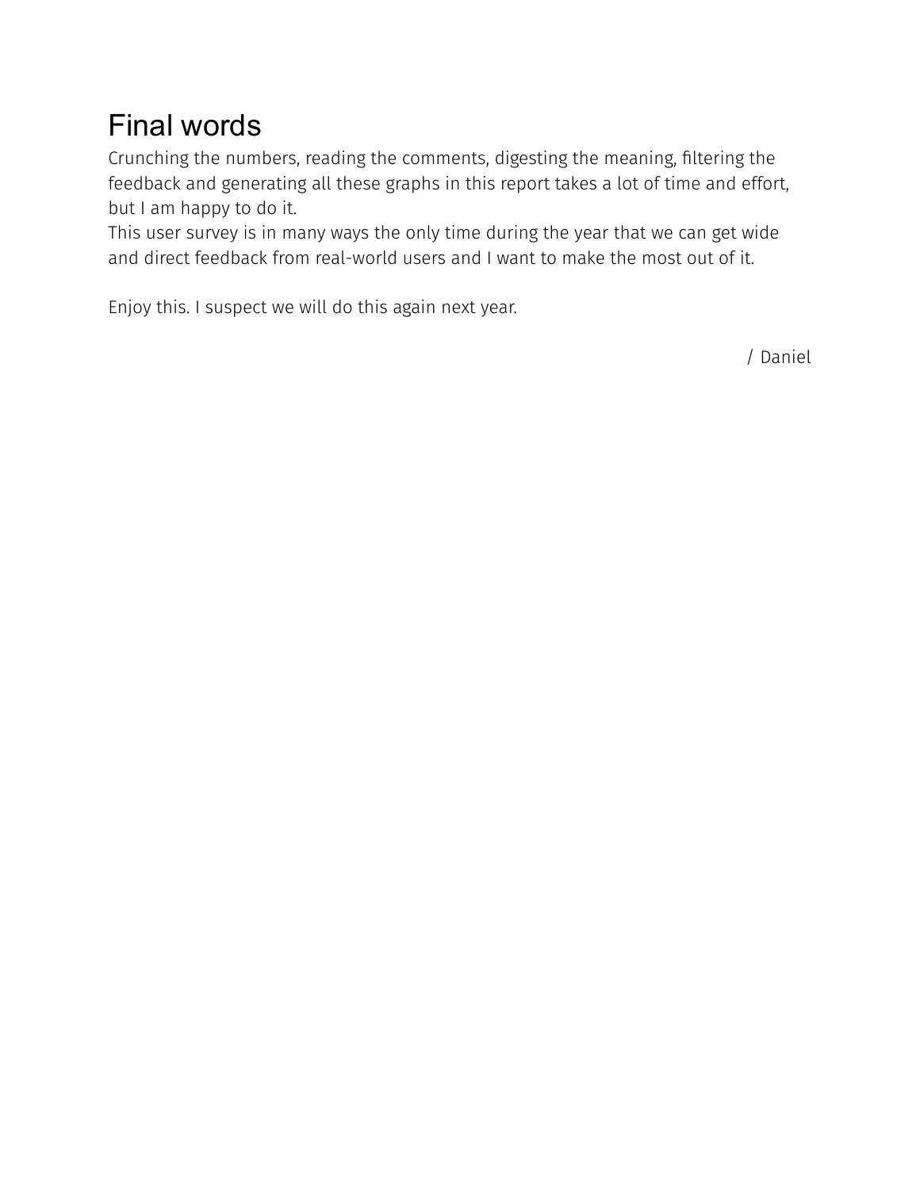# Final words

Crunching the numbers, reading the comments, digesting the meaning, filtering the feedback and generating all these graphs in this report takes a lot of time and effort, but I am happy to do it.
This user survey is in many ways the only time during the year that we can get wide and direct feedback from real-world users and I want to make the most out of it.

Enjoy this. I suspect we will do this again next year.

/ Daniel